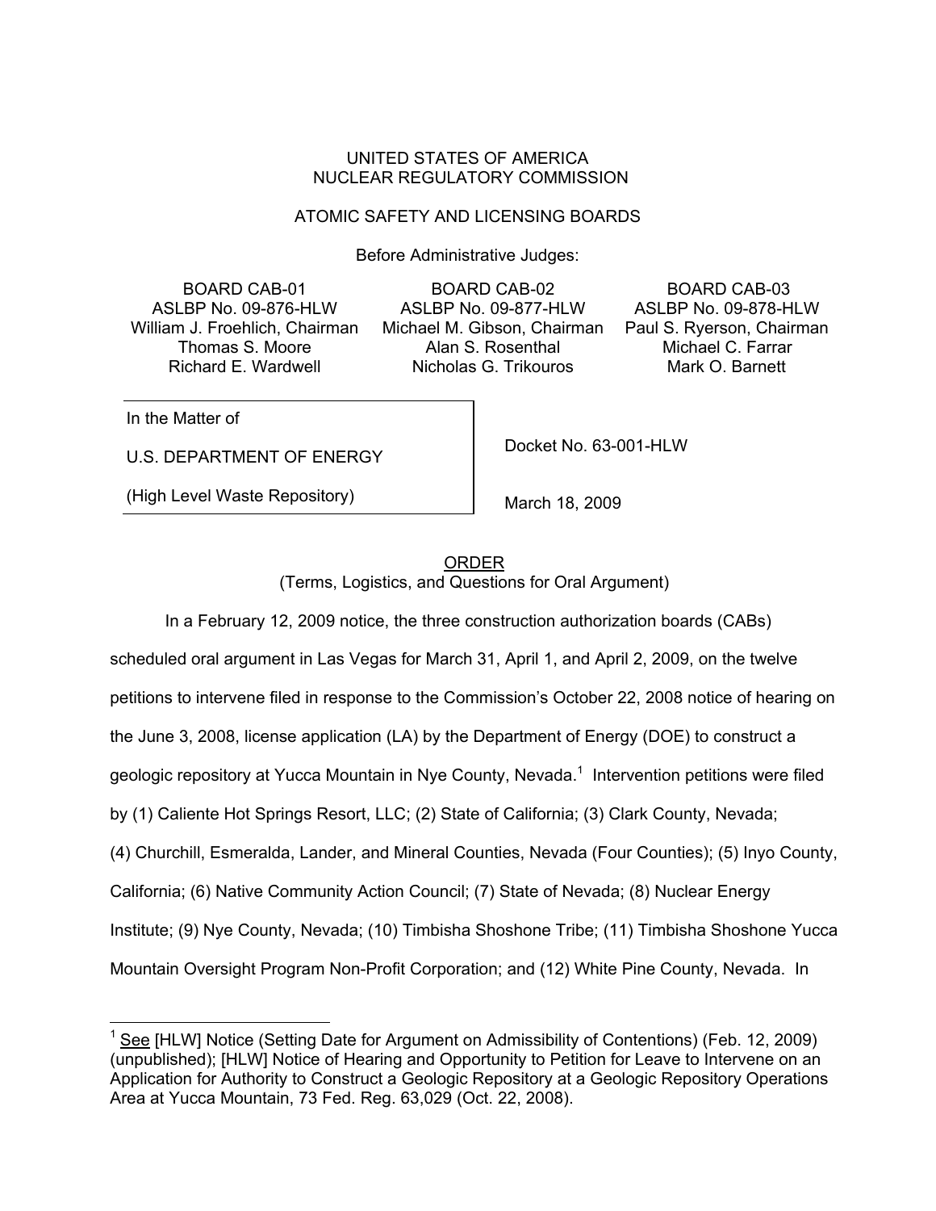UNITED STATES OF AMERICA
NUCLEAR REGULATORY COMMISSION

ATOMIC SAFETY AND LICENSING BOARDS

Before Administrative Judges:

| BOARD CAB-01 | BOARD CAB-02 | BOARD CAB-03 |
| --- | --- | --- |
| ASLBP No. 09-876-HLW | ASLBP No. 09-877-HLW | ASLBP No. 09-878-HLW |
| William J. Froehlich, Chairman | Michael M. Gibson, Chairman | Paul S. Ryerson, Chairman |
| Thomas S. Moore | Alan S. Rosenthal | Michael C. Farrar |
| Richard E. Wardwell | Nicholas G. Trikouros | Mark O. Barnett |

| In the Matter of<br><br>U.S. DEPARTMENT OF ENERGY<br><br>(High Level Waste Repository) | Docket No. 63-001-HLW<br><br>March 18, 2009 |
| --- | --- |

ORDER
(Terms, Logistics, and Questions for Oral Argument)

In a February 12, 2009 notice, the three construction authorization boards (CABs) scheduled oral argument in Las Vegas for March 31, April 1, and April 2, 2009, on the twelve petitions to intervene filed in response to the Commission's October 22, 2008 notice of hearing on the June 3, 2008, license application (LA) by the Department of Energy (DOE) to construct a geologic repository at Yucca Mountain in Nye County, Nevada.[1] Intervention petitions were filed by (1) Caliente Hot Springs Resort, LLC; (2) State of California; (3) Clark County, Nevada; (4) Churchill, Esmeralda, Lander, and Mineral Counties, Nevada (Four Counties); (5) Inyo County, California; (6) Native Community Action Council; (7) State of Nevada; (8) Nuclear Energy Institute; (9) Nye County, Nevada; (10) Timbisha Shoshone Tribe; (11) Timbisha Shoshone Yucca Mountain Oversight Program Non-Profit Corporation; and (12) White Pine County, Nevada. In

[1] See [HLW] Notice (Setting Date for Argument on Admissibility of Contentions) (Feb. 12, 2009) (unpublished); [HLW] Notice of Hearing and Opportunity to Petition for Leave to Intervene on an Application for Authority to Construct a Geologic Repository at a Geologic Repository Operations Area at Yucca Mountain, 73 Fed. Reg. 63,029 (Oct. 22, 2008).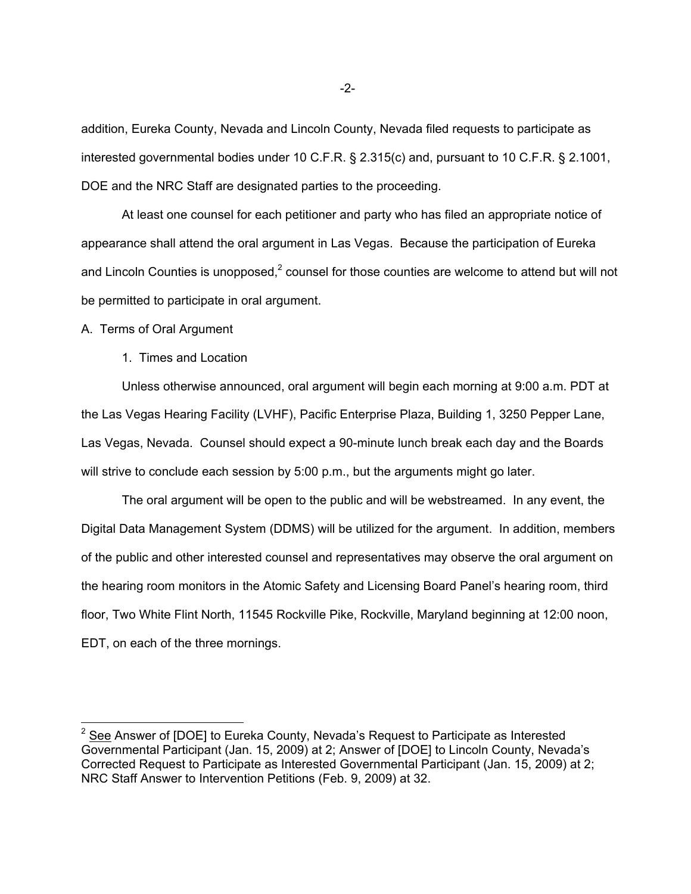addition, Eureka County, Nevada and Lincoln County, Nevada filed requests to participate as interested governmental bodies under 10 C.F.R. § 2.315(c) and, pursuant to 10 C.F.R. § 2.1001, DOE and the NRC Staff are designated parties to the proceeding.

At least one counsel for each petitioner and party who has filed an appropriate notice of appearance shall attend the oral argument in Las Vegas. Because the participation of Eureka and Lincoln Counties is unopposed,[2] counsel for those counties are welcome to attend but will not be permitted to participate in oral argument.

A. Terms of Oral Argument

1. Times and Location

Unless otherwise announced, oral argument will begin each morning at 9:00 a.m. PDT at the Las Vegas Hearing Facility (LVHF), Pacific Enterprise Plaza, Building 1, 3250 Pepper Lane, Las Vegas, Nevada. Counsel should expect a 90-minute lunch break each day and the Boards will strive to conclude each session by 5:00 p.m., but the arguments might go later.

The oral argument will be open to the public and will be webstreamed. In any event, the Digital Data Management System (DDMS) will be utilized for the argument. In addition, members of the public and other interested counsel and representatives may observe the oral argument on the hearing room monitors in the Atomic Safety and Licensing Board Panel's hearing room, third floor, Two White Flint North, 11545 Rockville Pike, Rockville, Maryland beginning at 12:00 noon, EDT, on each of the three mornings.

---

[2] See Answer of [DOE] to Eureka County, Nevada's Request to Participate as Interested Governmental Participant (Jan. 15, 2009) at 2; Answer of [DOE] to Lincoln County, Nevada's Corrected Request to Participate as Interested Governmental Participant (Jan. 15, 2009) at 2; NRC Staff Answer to Intervention Petitions (Feb. 9, 2009) at 32.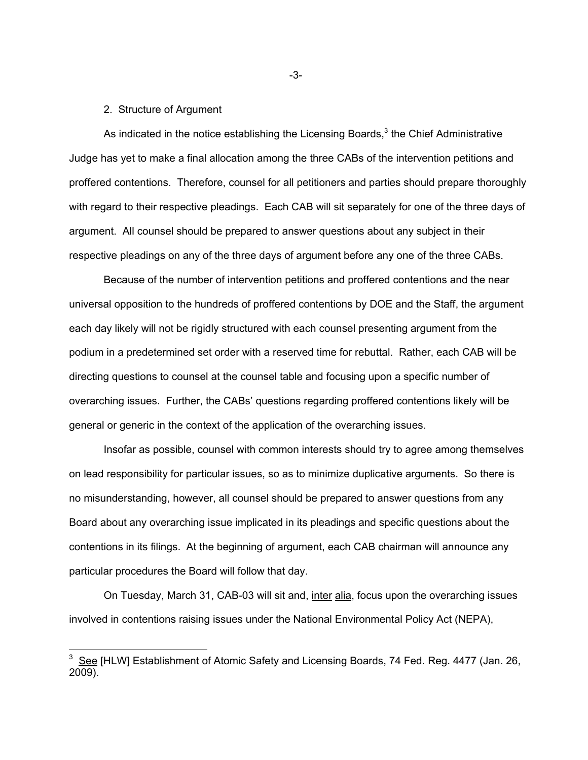2. Structure of Argument

As indicated in the notice establishing the Licensing Boards,[3] the Chief Administrative Judge has yet to make a final allocation among the three CABs of the intervention petitions and proffered contentions. Therefore, counsel for all petitioners and parties should prepare thoroughly with regard to their respective pleadings. Each CAB will sit separately for one of the three days of argument. All counsel should be prepared to answer questions about any subject in their respective pleadings on any of the three days of argument before any one of the three CABs.

Because of the number of intervention petitions and proffered contentions and the near universal opposition to the hundreds of proffered contentions by DOE and the Staff, the argument each day likely will not be rigidly structured with each counsel presenting argument from the podium in a predetermined set order with a reserved time for rebuttal. Rather, each CAB will be directing questions to counsel at the counsel table and focusing upon a specific number of overarching issues. Further, the CABs' questions regarding proffered contentions likely will be general or generic in the context of the application of the overarching issues.

Insofar as possible, counsel with common interests should try to agree among themselves on lead responsibility for particular issues, so as to minimize duplicative arguments. So there is no misunderstanding, however, all counsel should be prepared to answer questions from any Board about any overarching issue implicated in its pleadings and specific questions about the contentions in its filings. At the beginning of argument, each CAB chairman will announce any particular procedures the Board will follow that day.

On Tuesday, March 31, CAB-03 will sit and, inter alia, focus upon the overarching issues involved in contentions raising issues under the National Environmental Policy Act (NEPA),

[3] See [HLW] Establishment of Atomic Safety and Licensing Boards, 74 Fed. Reg. 4477 (Jan. 26, 2009).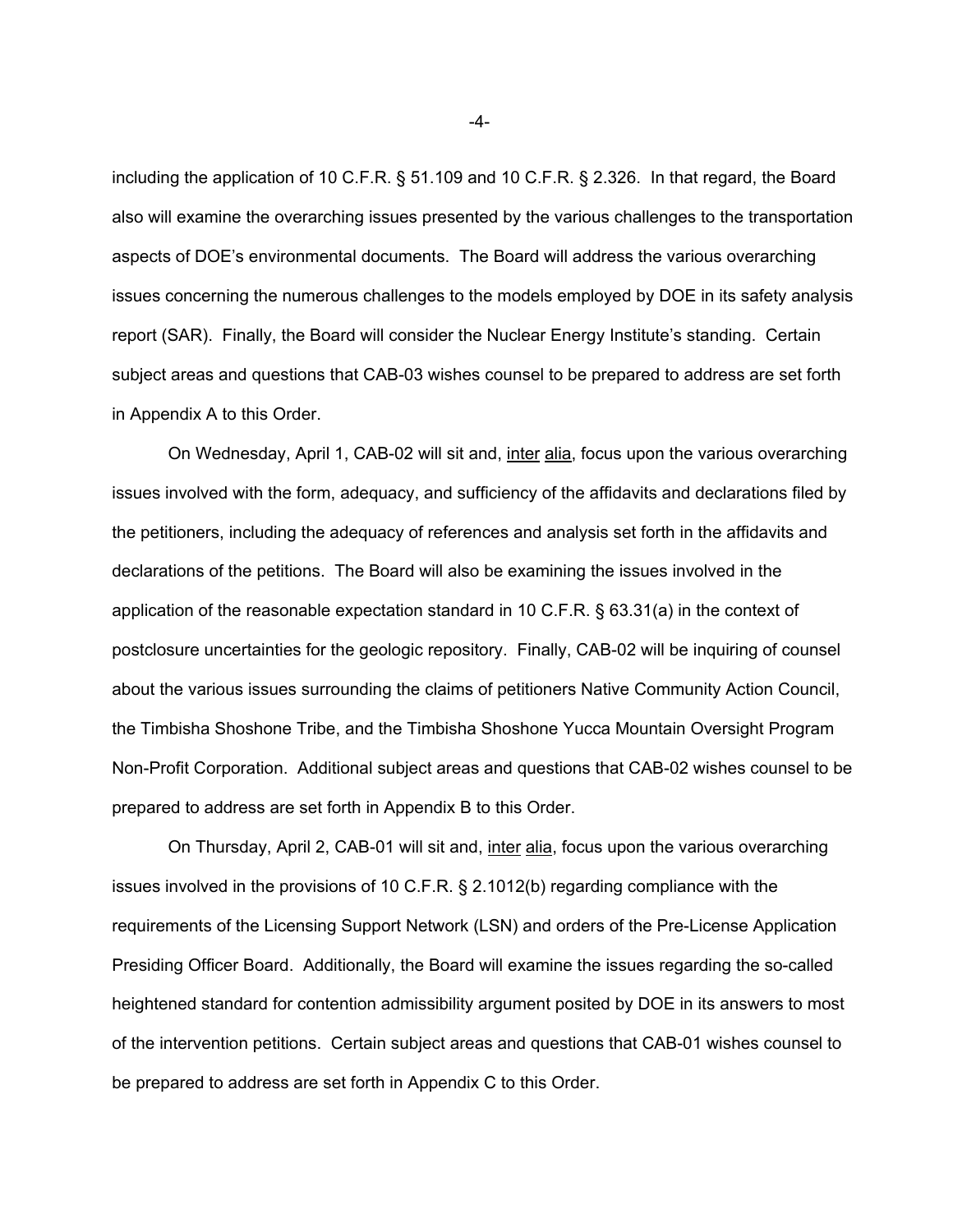including the application of 10 C.F.R. § 51.109 and 10 C.F.R. § 2.326. In that regard, the Board also will examine the overarching issues presented by the various challenges to the transportation aspects of DOE's environmental documents. The Board will address the various overarching issues concerning the numerous challenges to the models employed by DOE in its safety analysis report (SAR). Finally, the Board will consider the Nuclear Energy Institute's standing. Certain subject areas and questions that CAB-03 wishes counsel to be prepared to address are set forth in Appendix A to this Order.

On Wednesday, April 1, CAB-02 will sit and, inter alia, focus upon the various overarching issues involved with the form, adequacy, and sufficiency of the affidavits and declarations filed by the petitioners, including the adequacy of references and analysis set forth in the affidavits and declarations of the petitions. The Board will also be examining the issues involved in the application of the reasonable expectation standard in 10 C.F.R. § 63.31(a) in the context of postclosure uncertainties for the geologic repository. Finally, CAB-02 will be inquiring of counsel about the various issues surrounding the claims of petitioners Native Community Action Council, the Timbisha Shoshone Tribe, and the Timbisha Shoshone Yucca Mountain Oversight Program Non-Profit Corporation. Additional subject areas and questions that CAB-02 wishes counsel to be prepared to address are set forth in Appendix B to this Order.

On Thursday, April 2, CAB-01 will sit and, inter alia, focus upon the various overarching issues involved in the provisions of 10 C.F.R. § 2.1012(b) regarding compliance with the requirements of the Licensing Support Network (LSN) and orders of the Pre-License Application Presiding Officer Board. Additionally, the Board will examine the issues regarding the so-called heightened standard for contention admissibility argument posited by DOE in its answers to most of the intervention petitions. Certain subject areas and questions that CAB-01 wishes counsel to be prepared to address are set forth in Appendix C to this Order.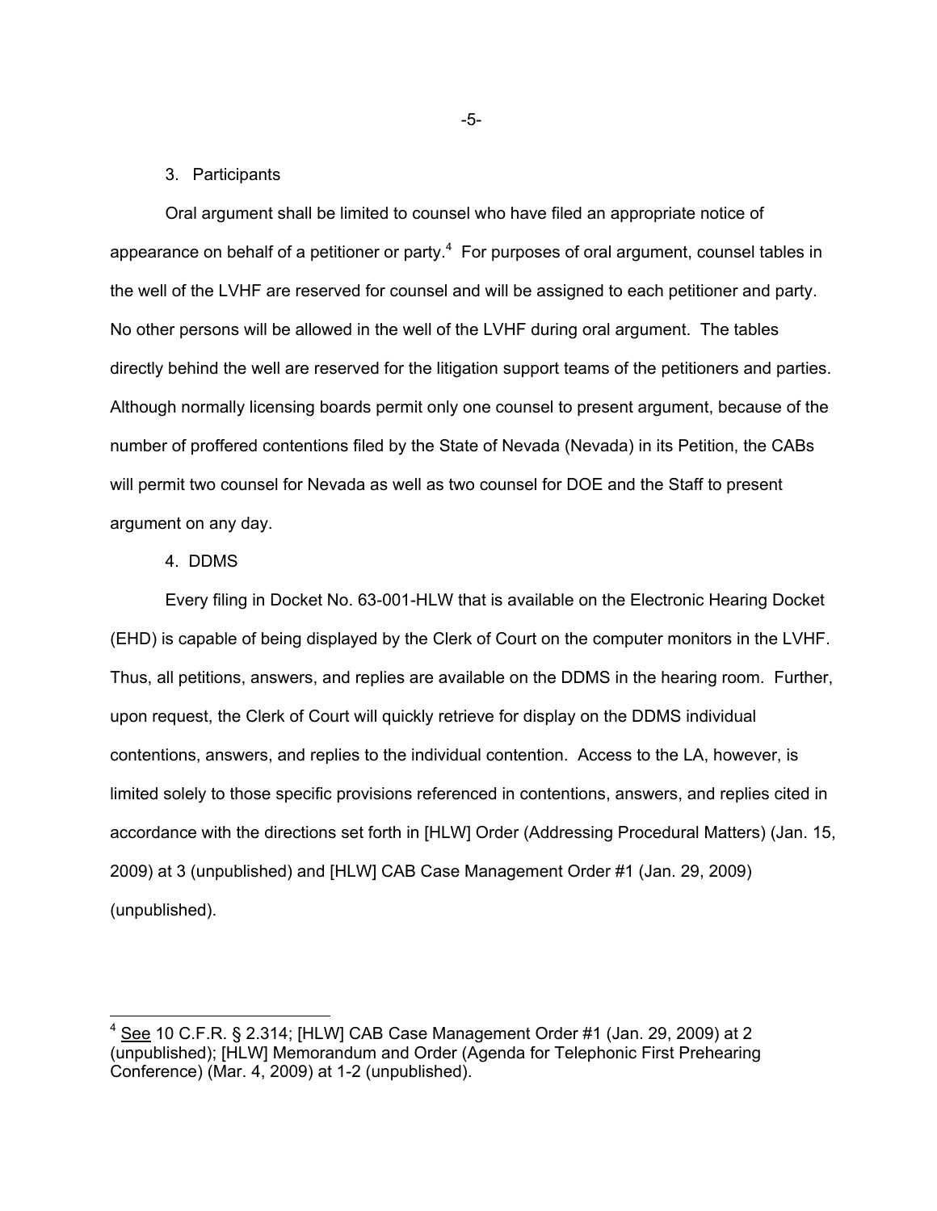3. Participants

Oral argument shall be limited to counsel who have filed an appropriate notice of appearance on behalf of a petitioner or party.[4] For purposes of oral argument, counsel tables in the well of the LVHF are reserved for counsel and will be assigned to each petitioner and party. No other persons will be allowed in the well of the LVHF during oral argument. The tables directly behind the well are reserved for the litigation support teams of the petitioners and parties. Although normally licensing boards permit only one counsel to present argument, because of the number of proffered contentions filed by the State of Nevada (Nevada) in its Petition, the CABs will permit two counsel for Nevada as well as two counsel for DOE and the Staff to present argument on any day.

4. DDMS

Every filing in Docket No. 63-001-HLW that is available on the Electronic Hearing Docket (EHD) is capable of being displayed by the Clerk of Court on the computer monitors in the LVHF. Thus, all petitions, answers, and replies are available on the DDMS in the hearing room. Further, upon request, the Clerk of Court will quickly retrieve for display on the DDMS individual contentions, answers, and replies to the individual contention. Access to the LA, however, is limited solely to those specific provisions referenced in contentions, answers, and replies cited in accordance with the directions set forth in [HLW] Order (Addressing Procedural Matters) (Jan. 15, 2009) at 3 (unpublished) and [HLW] CAB Case Management Order #1 (Jan. 29, 2009) (unpublished).

---

[4] See 10 C.F.R. § 2.314; [HLW] CAB Case Management Order #1 (Jan. 29, 2009) at 2 (unpublished); [HLW] Memorandum and Order (Agenda for Telephonic First Prehearing Conference) (Mar. 4, 2009) at 1-2 (unpublished).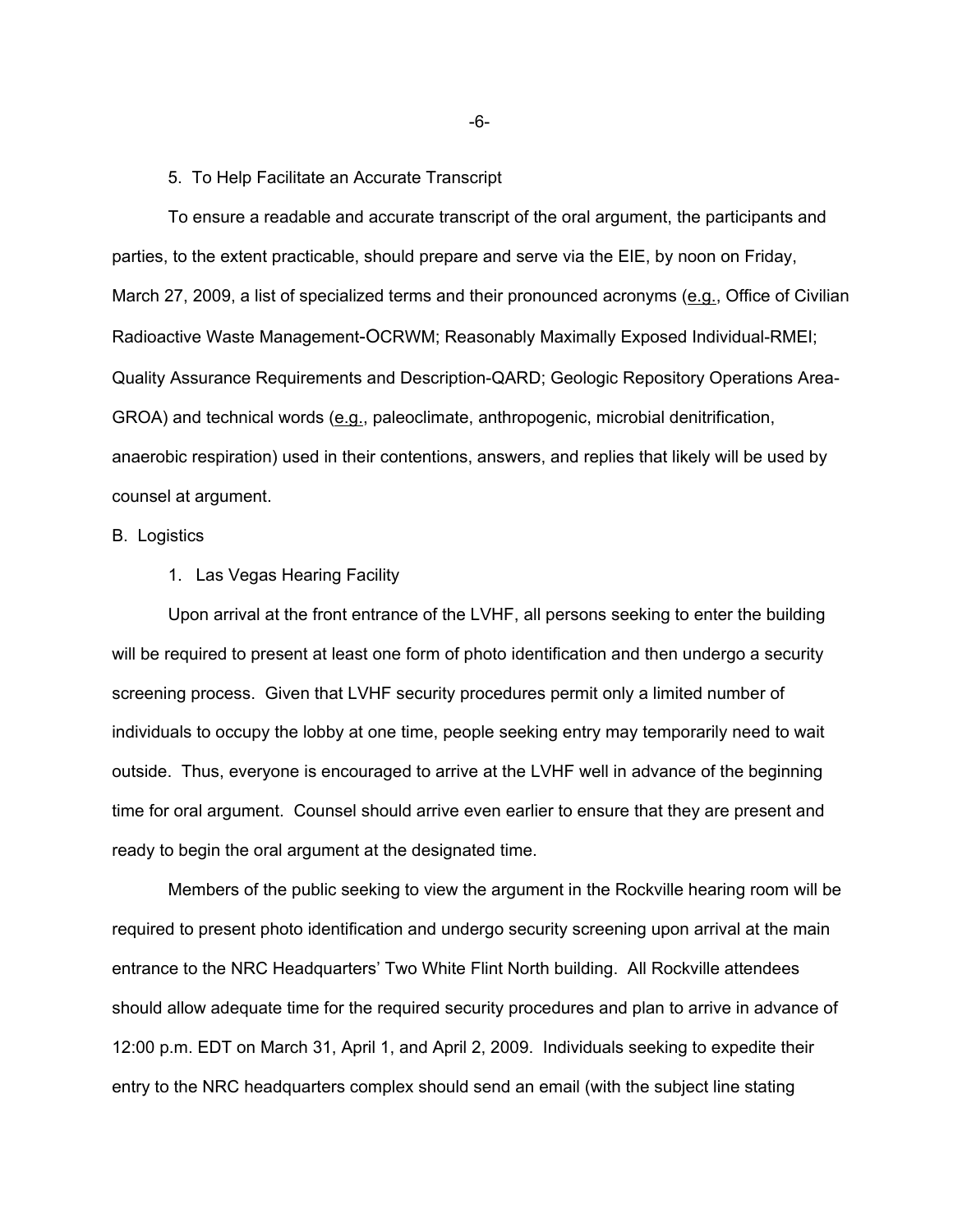5. To Help Facilitate an Accurate Transcript

To ensure a readable and accurate transcript of the oral argument, the participants and parties, to the extent practicable, should prepare and serve via the EIE, by noon on Friday, March 27, 2009, a list of specialized terms and their pronounced acronyms (e.g., Office of Civilian Radioactive Waste Management-OCRWM; Reasonably Maximally Exposed Individual-RMEI; Quality Assurance Requirements and Description-QARD; Geologic Repository Operations Area-GROA) and technical words (e.g., paleoclimate, anthropogenic, microbial denitrification, anaerobic respiration) used in their contentions, answers, and replies that likely will be used by counsel at argument.

B. Logistics

1. Las Vegas Hearing Facility

Upon arrival at the front entrance of the LVHF, all persons seeking to enter the building will be required to present at least one form of photo identification and then undergo a security screening process. Given that LVHF security procedures permit only a limited number of individuals to occupy the lobby at one time, people seeking entry may temporarily need to wait outside. Thus, everyone is encouraged to arrive at the LVHF well in advance of the beginning time for oral argument. Counsel should arrive even earlier to ensure that they are present and ready to begin the oral argument at the designated time.

Members of the public seeking to view the argument in the Rockville hearing room will be required to present photo identification and undergo security screening upon arrival at the main entrance to the NRC Headquarters' Two White Flint North building. All Rockville attendees should allow adequate time for the required security procedures and plan to arrive in advance of 12:00 p.m. EDT on March 31, April 1, and April 2, 2009. Individuals seeking to expedite their entry to the NRC headquarters complex should send an email (with the subject line stating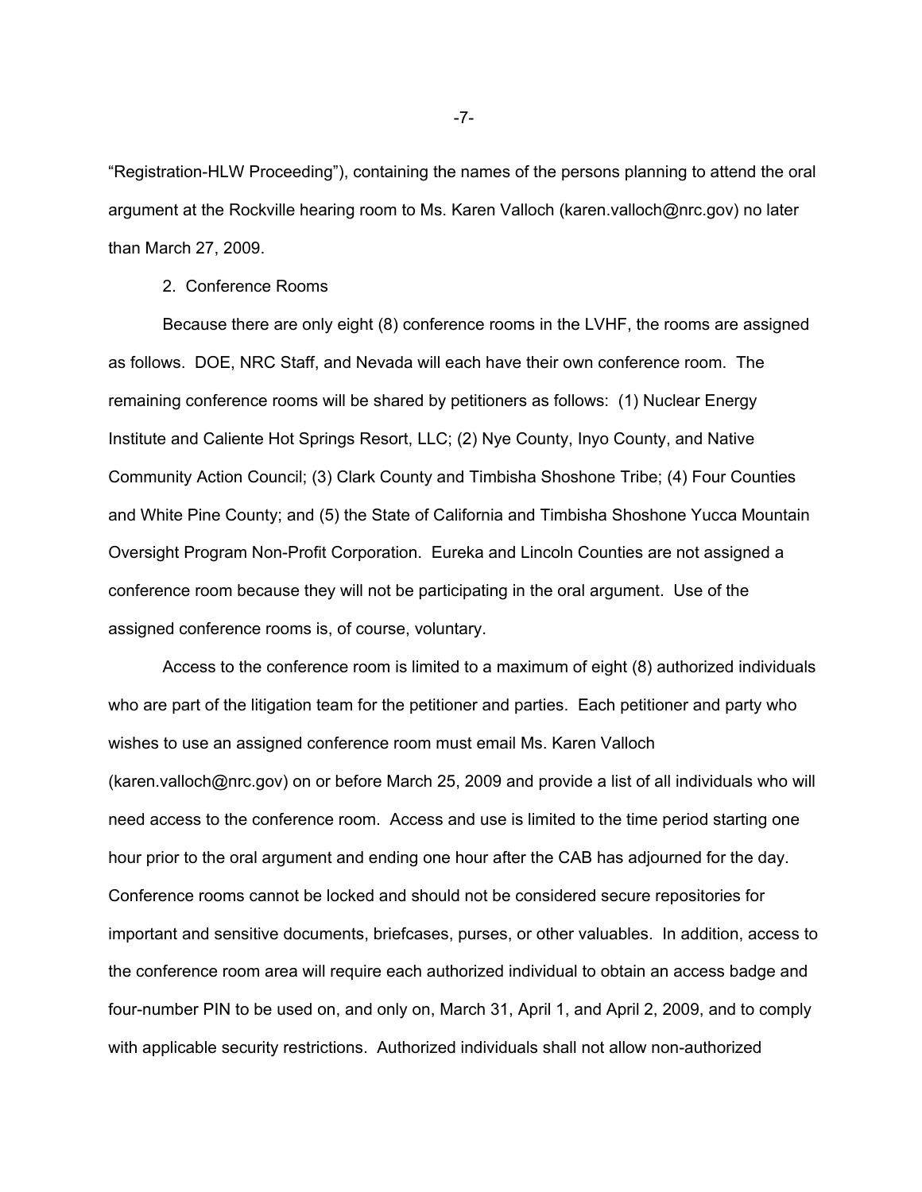"Registration-HLW Proceeding"), containing the names of the persons planning to attend the oral argument at the Rockville hearing room to Ms. Karen Valloch (karen.valloch@nrc.gov) no later than March 27, 2009.

2. Conference Rooms

Because there are only eight (8) conference rooms in the LVHF, the rooms are assigned as follows. DOE, NRC Staff, and Nevada will each have their own conference room. The remaining conference rooms will be shared by petitioners as follows: (1) Nuclear Energy Institute and Caliente Hot Springs Resort, LLC; (2) Nye County, Inyo County, and Native Community Action Council; (3) Clark County and Timbisha Shoshone Tribe; (4) Four Counties and White Pine County; and (5) the State of California and Timbisha Shoshone Yucca Mountain Oversight Program Non-Profit Corporation. Eureka and Lincoln Counties are not assigned a conference room because they will not be participating in the oral argument. Use of the assigned conference rooms is, of course, voluntary.

Access to the conference room is limited to a maximum of eight (8) authorized individuals who are part of the litigation team for the petitioner and parties. Each petitioner and party who wishes to use an assigned conference room must email Ms. Karen Valloch (karen.valloch@nrc.gov) on or before March 25, 2009 and provide a list of all individuals who will need access to the conference room. Access and use is limited to the time period starting one hour prior to the oral argument and ending one hour after the CAB has adjourned for the day. Conference rooms cannot be locked and should not be considered secure repositories for important and sensitive documents, briefcases, purses, or other valuables. In addition, access to the conference room area will require each authorized individual to obtain an access badge and four-number PIN to be used on, and only on, March 31, April 1, and April 2, 2009, and to comply with applicable security restrictions. Authorized individuals shall not allow non-authorized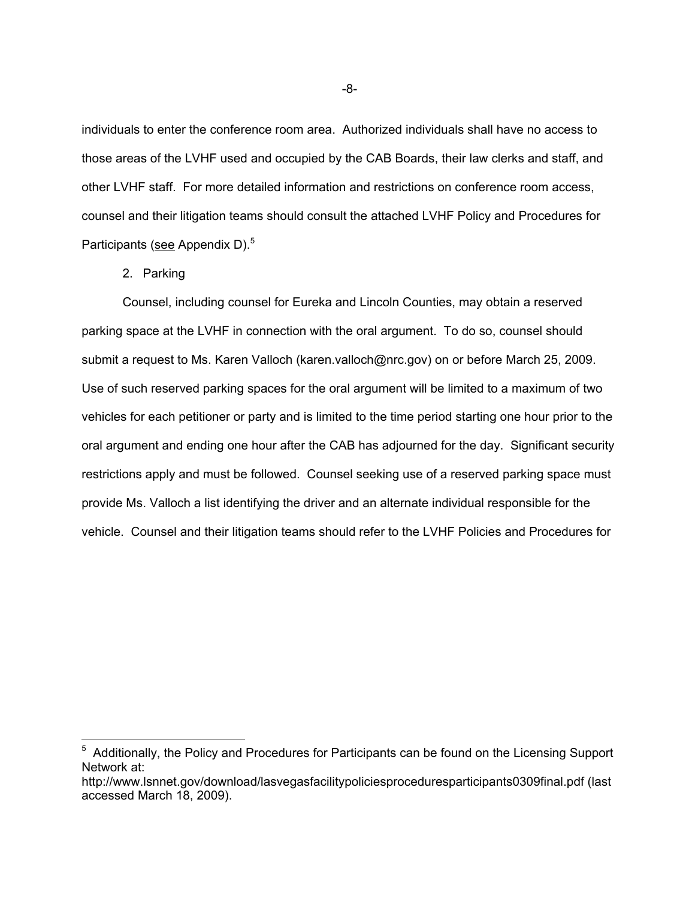individuals to enter the conference room area. Authorized individuals shall have no access to those areas of the LVHF used and occupied by the CAB Boards, their law clerks and staff, and other LVHF staff. For more detailed information and restrictions on conference room access, counsel and their litigation teams should consult the attached LVHF Policy and Procedures for Participants (see Appendix D).[5]

2. Parking

Counsel, including counsel for Eureka and Lincoln Counties, may obtain a reserved parking space at the LVHF in connection with the oral argument. To do so, counsel should submit a request to Ms. Karen Valloch (karen.valloch@nrc.gov) on or before March 25, 2009. Use of such reserved parking spaces for the oral argument will be limited to a maximum of two vehicles for each petitioner or party and is limited to the time period starting one hour prior to the oral argument and ending one hour after the CAB has adjourned for the day. Significant security restrictions apply and must be followed. Counsel seeking use of a reserved parking space must provide Ms. Valloch a list identifying the driver and an alternate individual responsible for the vehicle. Counsel and their litigation teams should refer to the LVHF Policies and Procedures for

---

[5] Additionally, the Policy and Procedures for Participants can be found on the Licensing Support Network at: http://www.lsnnet.gov/download/lasvegasfacilitypoliciesproceduresparticipants0309final.pdf (last accessed March 18, 2009).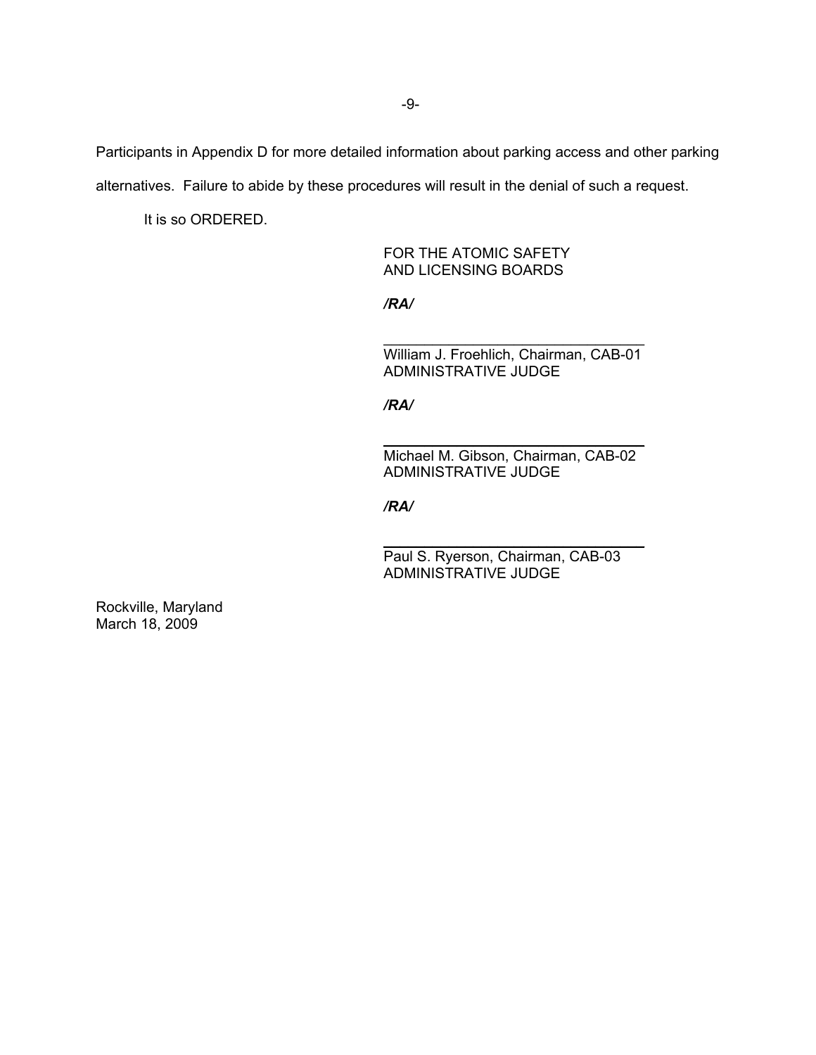Participants in Appendix D for more detailed information about parking access and other parking alternatives. Failure to abide by these procedures will result in the denial of such a request.

It is so ORDERED.

FOR THE ATOMIC SAFETY
AND LICENSING BOARDS

*/RA/*

\_\_\_\_\_\_\_\_\_\_\_\_\_\_\_\_\_\_\_\_\_\_\_\_\_\_\_\_\_\_\_\_
William J. Froehlich, Chairman, CAB-01
ADMINISTRATIVE JUDGE

*/RA/*

\_\_\_\_\_\_\_\_\_\_\_\_\_\_\_\_\_\_\_\_\_\_\_\_\_\_\_\_\_\_\_\_
Michael M. Gibson, Chairman, CAB-02
ADMINISTRATIVE JUDGE

*/RA/*

\_\_\_\_\_\_\_\_\_\_\_\_\_\_\_\_\_\_\_\_\_\_\_\_\_\_\_\_\_\_\_\_
Paul S. Ryerson, Chairman, CAB-03
ADMINISTRATIVE JUDGE

Rockville, Maryland
March 18, 2009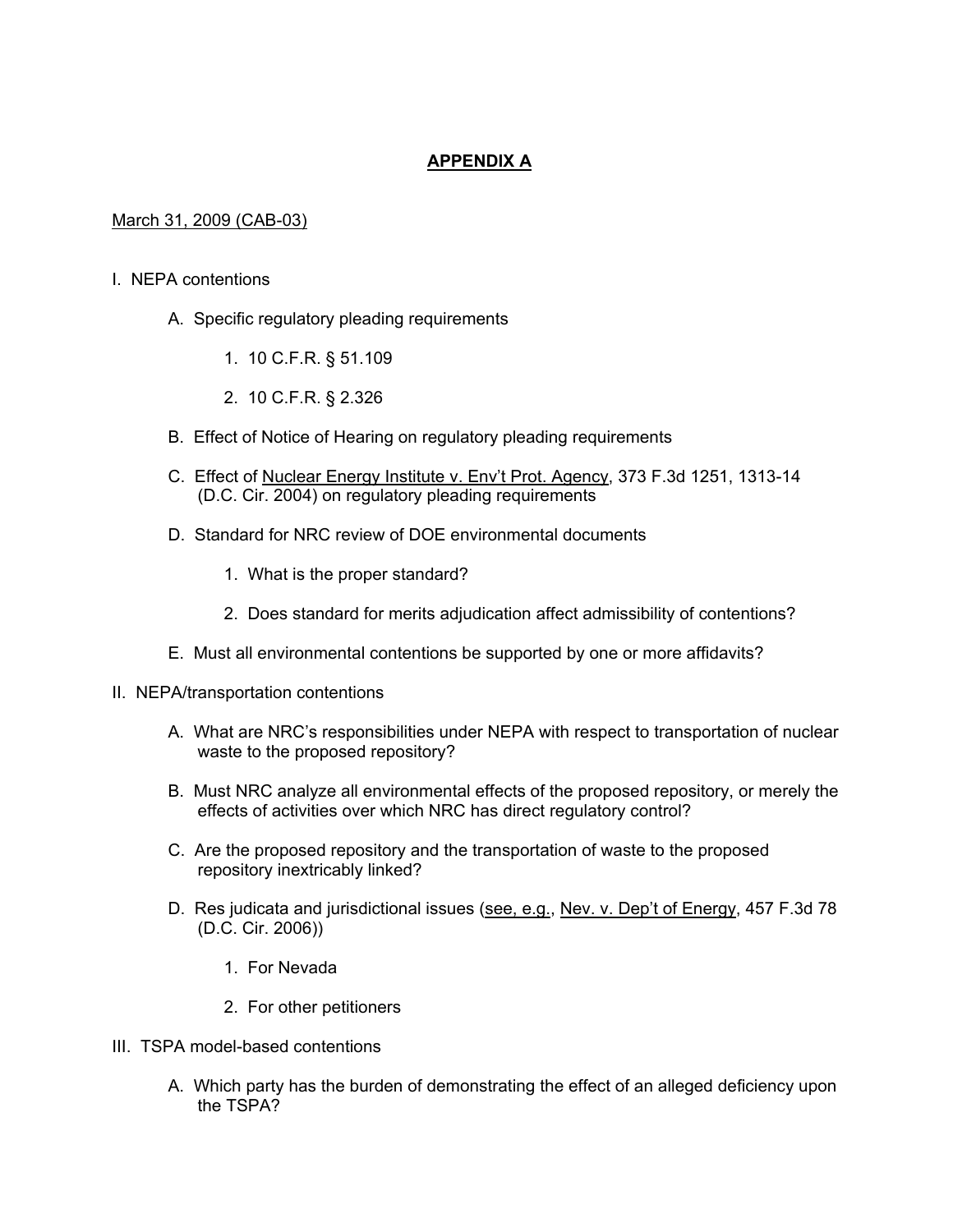# APPENDIX A

March 31, 2009 (CAB-03)

I. NEPA contentions

  A. Specific regulatory pleading requirements

    1. 10 C.F.R. § 51.109

    2. 10 C.F.R. § 2.326

  B. Effect of Notice of Hearing on regulatory pleading requirements

  C. Effect of Nuclear Energy Institute v. Env't Prot. Agency, 373 F.3d 1251, 1313-14 (D.C. Cir. 2004) on regulatory pleading requirements

  D. Standard for NRC review of DOE environmental documents

    1. What is the proper standard?

    2. Does standard for merits adjudication affect admissibility of contentions?

  E. Must all environmental contentions be supported by one or more affidavits?

II. NEPA/transportation contentions

  A. What are NRC's responsibilities under NEPA with respect to transportation of nuclear waste to the proposed repository?

  B. Must NRC analyze all environmental effects of the proposed repository, or merely the effects of activities over which NRC has direct regulatory control?

  C. Are the proposed repository and the transportation of waste to the proposed repository inextricably linked?

  D. Res judicata and jurisdictional issues (see, e.g., Nev. v. Dep't of Energy, 457 F.3d 78 (D.C. Cir. 2006))

    1. For Nevada

    2. For other petitioners

III. TSPA model-based contentions

  A. Which party has the burden of demonstrating the effect of an alleged deficiency upon the TSPA?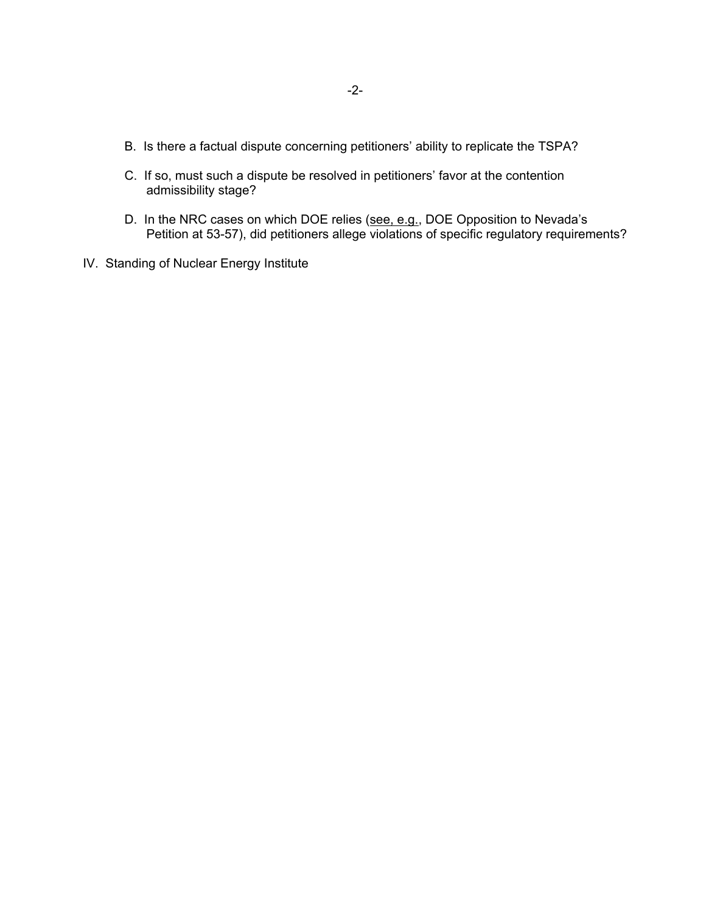B. Is there a factual dispute concerning petitioners' ability to replicate the TSPA?

C. If so, must such a dispute be resolved in petitioners' favor at the contention admissibility stage?

D. In the NRC cases on which DOE relies (see, e.g., DOE Opposition to Nevada's Petition at 53-57), did petitioners allege violations of specific regulatory requirements?

IV. Standing of Nuclear Energy Institute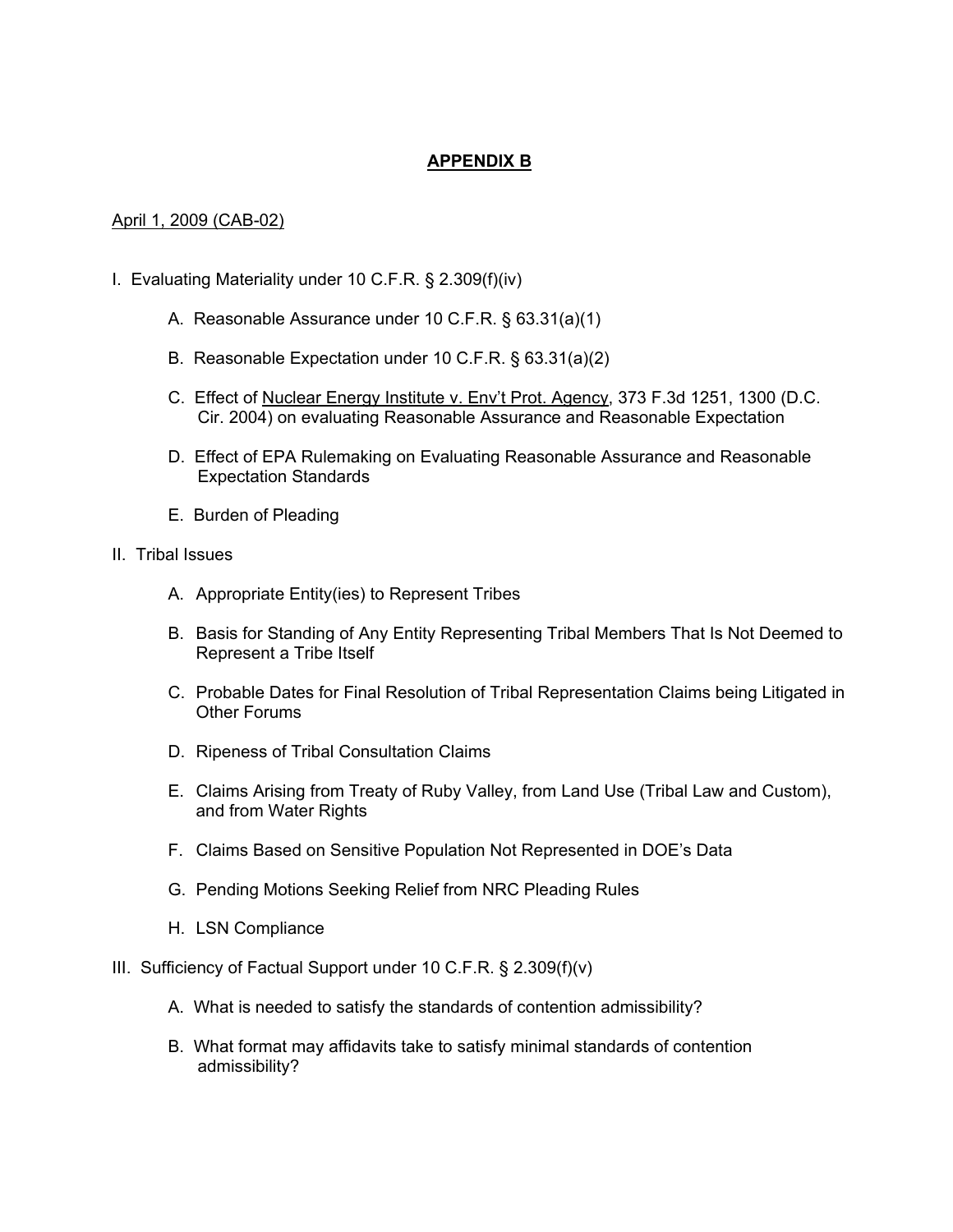# APPENDIX B

April 1, 2009 (CAB-02)

I. Evaluating Materiality under 10 C.F.R. § 2.309(f)(iv)

   A. Reasonable Assurance under 10 C.F.R. § 63.31(a)(1)

   B. Reasonable Expectation under 10 C.F.R. § 63.31(a)(2)

   C. Effect of Nuclear Energy Institute v. Env't Prot. Agency, 373 F.3d 1251, 1300 (D.C. Cir. 2004) on evaluating Reasonable Assurance and Reasonable Expectation

   D. Effect of EPA Rulemaking on Evaluating Reasonable Assurance and Reasonable Expectation Standards

   E. Burden of Pleading

II. Tribal Issues

   A. Appropriate Entity(ies) to Represent Tribes

   B. Basis for Standing of Any Entity Representing Tribal Members That Is Not Deemed to Represent a Tribe Itself

   C. Probable Dates for Final Resolution of Tribal Representation Claims being Litigated in Other Forums

   D. Ripeness of Tribal Consultation Claims

   E. Claims Arising from Treaty of Ruby Valley, from Land Use (Tribal Law and Custom), and from Water Rights

   F. Claims Based on Sensitive Population Not Represented in DOE's Data

   G. Pending Motions Seeking Relief from NRC Pleading Rules

   H. LSN Compliance

III. Sufficiency of Factual Support under 10 C.F.R. § 2.309(f)(v)

   A. What is needed to satisfy the standards of contention admissibility?

   B. What format may affidavits take to satisfy minimal standards of contention admissibility?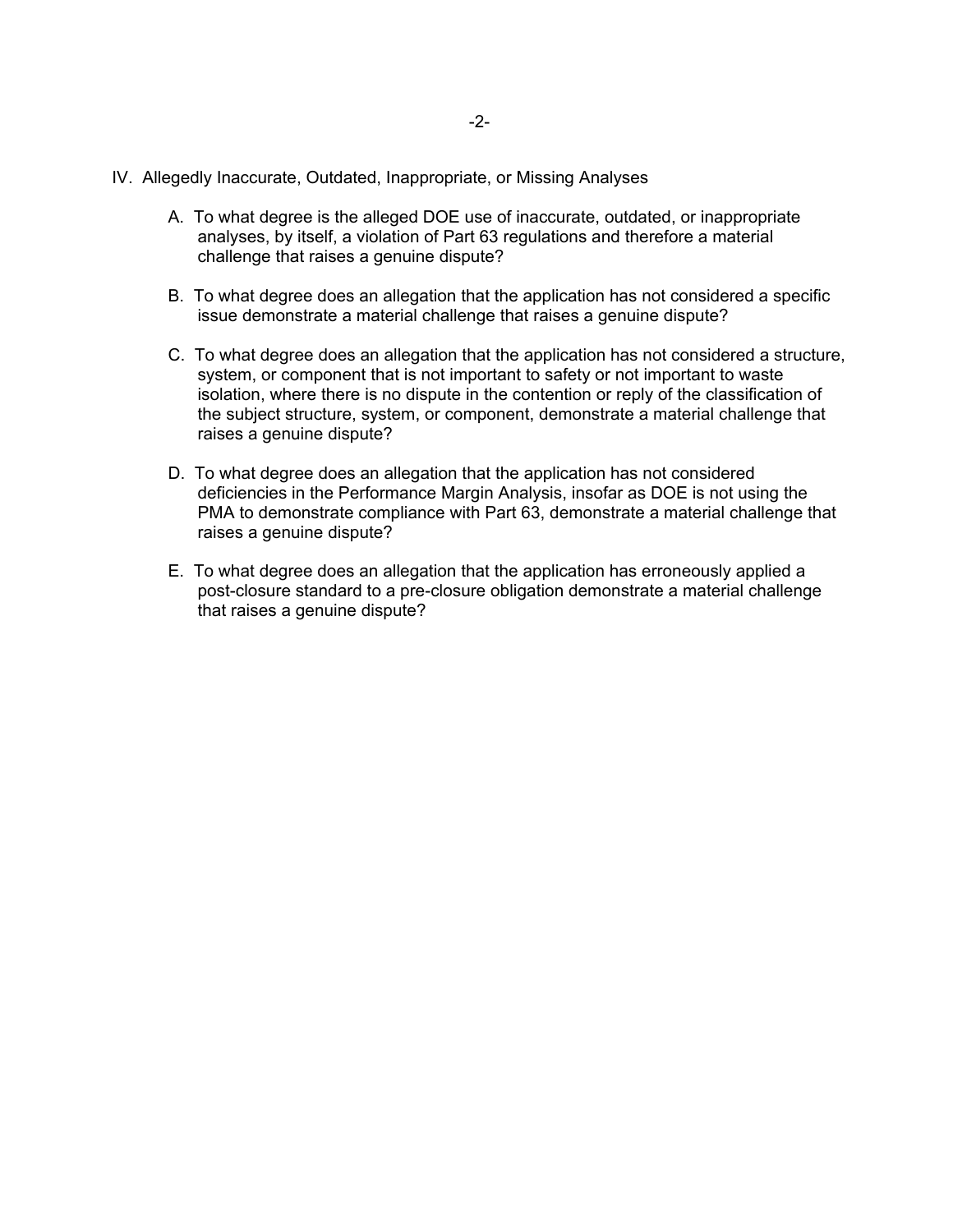IV. Allegedly Inaccurate, Outdated, Inappropriate, or Missing Analyses

A. To what degree is the alleged DOE use of inaccurate, outdated, or inappropriate analyses, by itself, a violation of Part 63 regulations and therefore a material challenge that raises a genuine dispute?

B. To what degree does an allegation that the application has not considered a specific issue demonstrate a material challenge that raises a genuine dispute?

C. To what degree does an allegation that the application has not considered a structure, system, or component that is not important to safety or not important to waste isolation, where there is no dispute in the contention or reply of the classification of the subject structure, system, or component, demonstrate a material challenge that raises a genuine dispute?

D. To what degree does an allegation that the application has not considered deficiencies in the Performance Margin Analysis, insofar as DOE is not using the PMA to demonstrate compliance with Part 63, demonstrate a material challenge that raises a genuine dispute?

E. To what degree does an allegation that the application has erroneously applied a post-closure standard to a pre-closure obligation demonstrate a material challenge that raises a genuine dispute?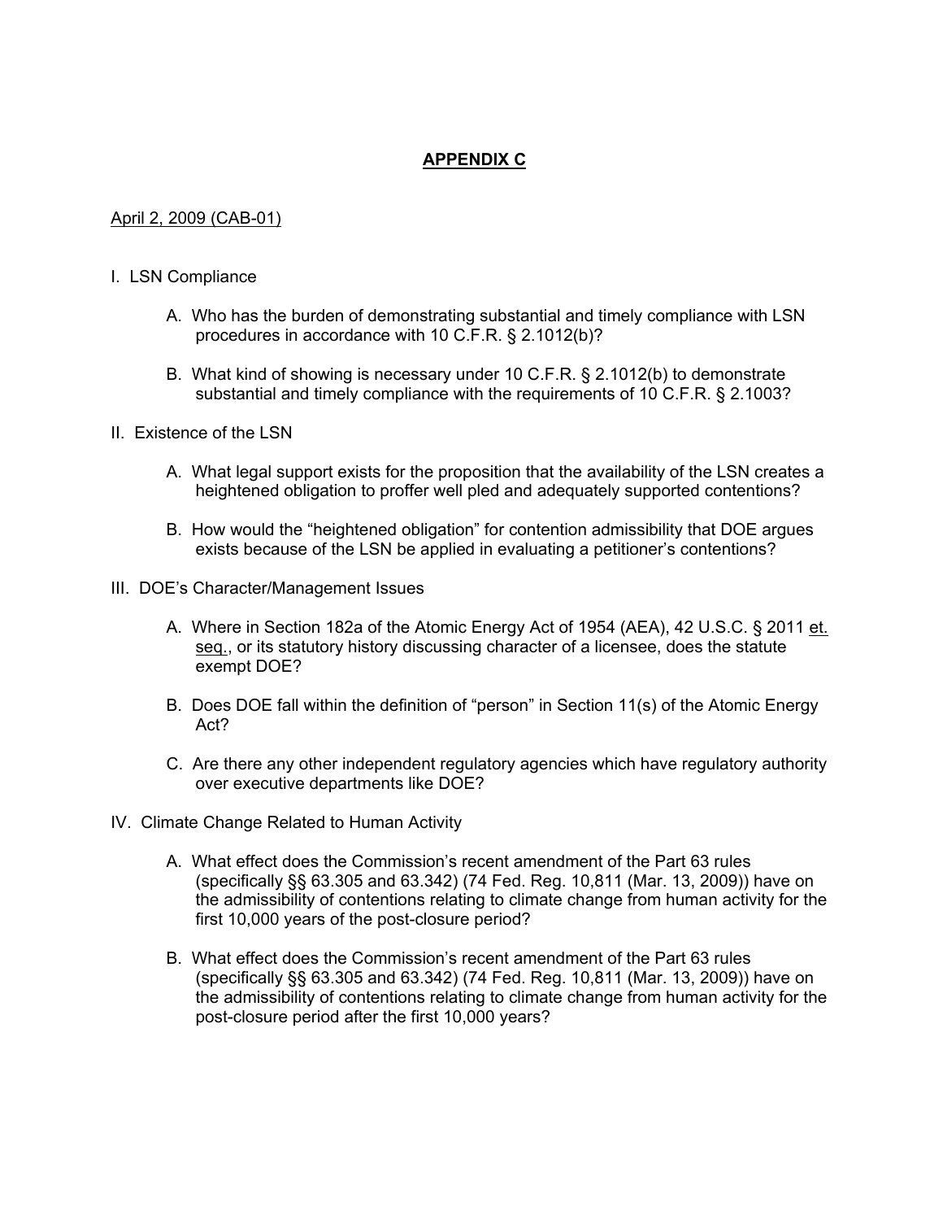# APPENDIX C

April 2, 2009 (CAB-01)

I. LSN Compliance

A. Who has the burden of demonstrating substantial and timely compliance with LSN procedures in accordance with 10 C.F.R. § 2.1012(b)?

B. What kind of showing is necessary under 10 C.F.R. § 2.1012(b) to demonstrate substantial and timely compliance with the requirements of 10 C.F.R. § 2.1003?

II. Existence of the LSN

A. What legal support exists for the proposition that the availability of the LSN creates a heightened obligation to proffer well pled and adequately supported contentions?

B. How would the "heightened obligation" for contention admissibility that DOE argues exists because of the LSN be applied in evaluating a petitioner's contentions?

III. DOE's Character/Management Issues

A. Where in Section 182a of the Atomic Energy Act of 1954 (AEA), 42 U.S.C. § 2011 et. seq., or its statutory history discussing character of a licensee, does the statute exempt DOE?

B. Does DOE fall within the definition of "person" in Section 11(s) of the Atomic Energy Act?

C. Are there any other independent regulatory agencies which have regulatory authority over executive departments like DOE?

IV. Climate Change Related to Human Activity

A. What effect does the Commission's recent amendment of the Part 63 rules (specifically §§ 63.305 and 63.342) (74 Fed. Reg. 10,811 (Mar. 13, 2009)) have on the admissibility of contentions relating to climate change from human activity for the first 10,000 years of the post-closure period?

B. What effect does the Commission's recent amendment of the Part 63 rules (specifically §§ 63.305 and 63.342) (74 Fed. Reg. 10,811 (Mar. 13, 2009)) have on the admissibility of contentions relating to climate change from human activity for the post-closure period after the first 10,000 years?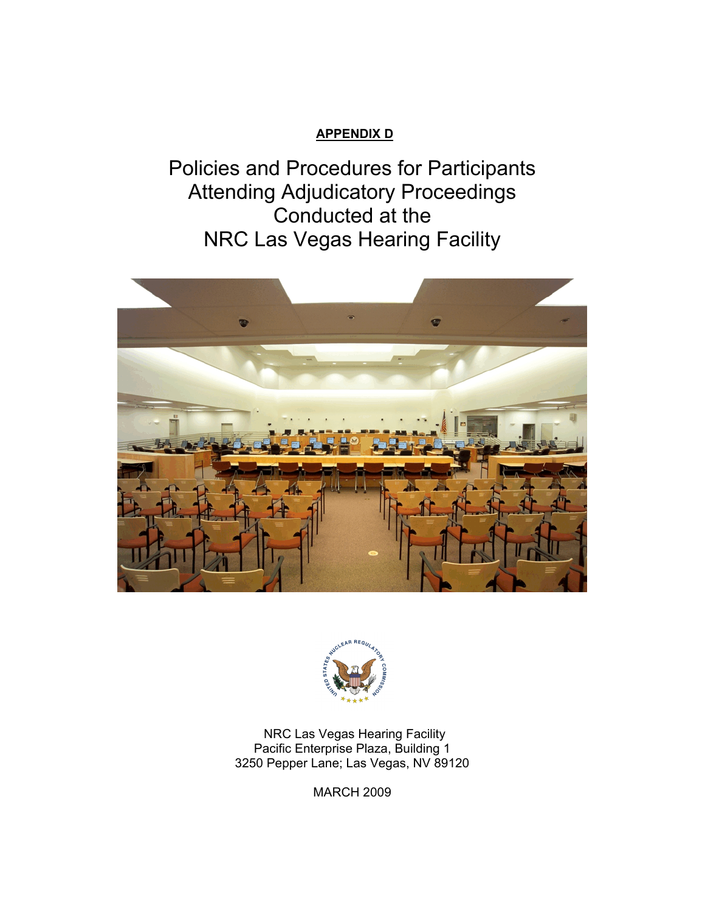**APPENDIX D**

# Policies and Procedures for Participants Attending Adjudicatory Proceedings Conducted at the NRC Las Vegas Hearing Facility

NRC Las Vegas Hearing Facility
Pacific Enterprise Plaza, Building 1
3250 Pepper Lane; Las Vegas, NV 89120

MARCH 2009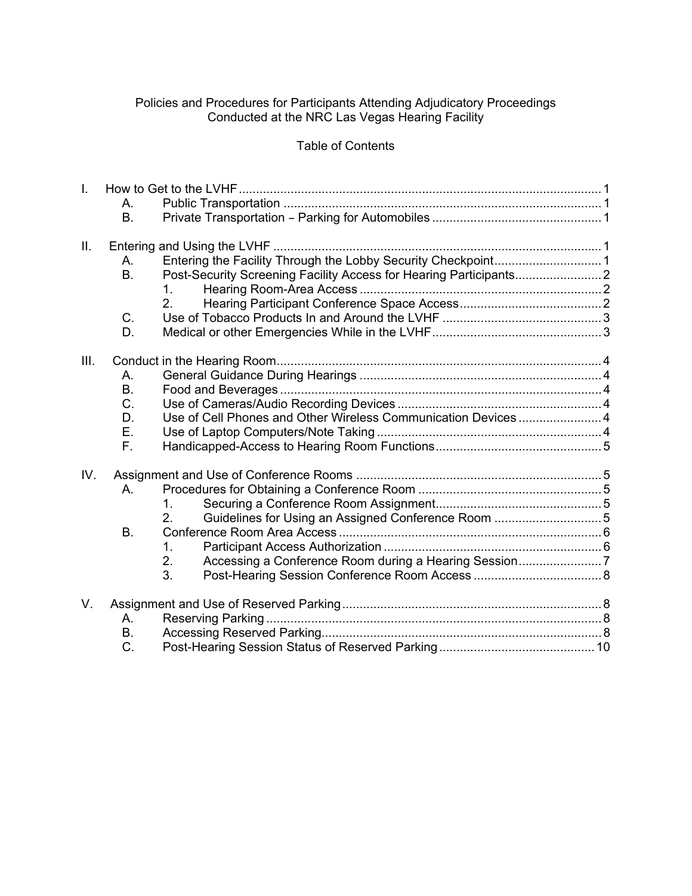Policies and Procedures for Participants Attending Adjudicatory Proceedings
Conducted at the NRC Las Vegas Hearing Facility

Table of Contents

I. How to Get to the LVHF ... 1
  A. Public Transportation ... 1
  B. Private Transportation – Parking for Automobiles ... 1

II. Entering and Using the LVHF ... 1
  A. Entering the Facility Through the Lobby Security Checkpoint ... 1
  B. Post-Security Screening Facility Access for Hearing Participants ... 2
    1. Hearing Room-Area Access ... 2
    2. Hearing Participant Conference Space Access ... 2
  C. Use of Tobacco Products In and Around the LVHF ... 3
  D. Medical or other Emergencies While in the LVHF ... 3

III. Conduct in the Hearing Room ... 4
  A. General Guidance During Hearings ... 4
  B. Food and Beverages ... 4
  C. Use of Cameras/Audio Recording Devices ... 4
  D. Use of Cell Phones and Other Wireless Communication Devices ... 4
  E. Use of Laptop Computers/Note Taking ... 4
  F. Handicapped-Access to Hearing Room Functions ... 5

IV. Assignment and Use of Conference Rooms ... 5
  A. Procedures for Obtaining a Conference Room ... 5
    1. Securing a Conference Room Assignment ... 5
    2. Guidelines for Using an Assigned Conference Room ... 5
  B. Conference Room Area Access ... 6
    1. Participant Access Authorization ... 6
    2. Accessing a Conference Room during a Hearing Session ... 7
    3. Post-Hearing Session Conference Room Access ... 8

V. Assignment and Use of Reserved Parking ... 8
  A. Reserving Parking ... 8
  B. Accessing Reserved Parking ... 8
  C. Post-Hearing Session Status of Reserved Parking ... 10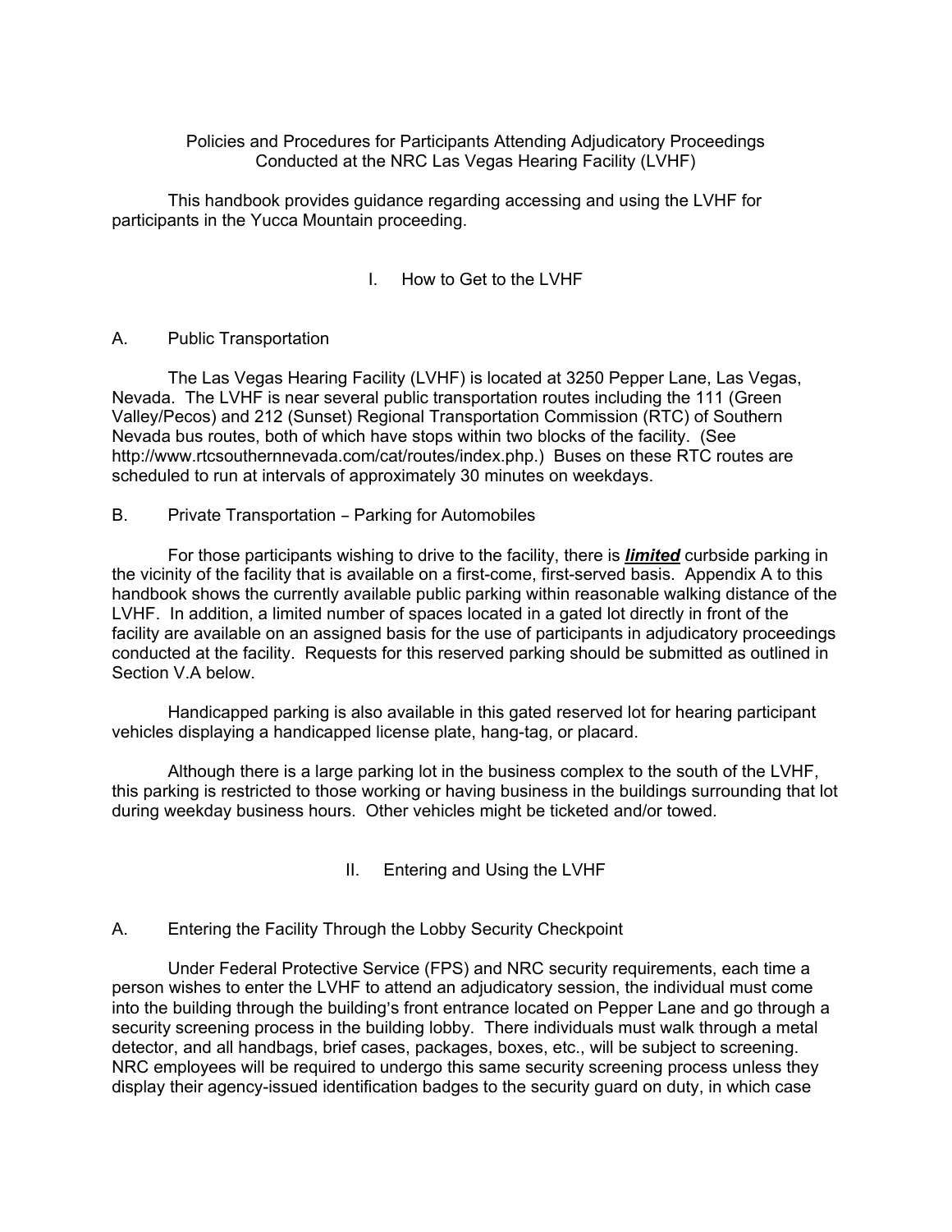# Policies and Procedures for Participants Attending Adjudicatory Proceedings Conducted at the NRC Las Vegas Hearing Facility (LVHF)

This handbook provides guidance regarding accessing and using the LVHF for participants in the Yucca Mountain proceeding.

## I. How to Get to the LVHF

### A. Public Transportation

The Las Vegas Hearing Facility (LVHF) is located at 3250 Pepper Lane, Las Vegas, Nevada. The LVHF is near several public transportation routes including the 111 (Green Valley/Pecos) and 212 (Sunset) Regional Transportation Commission (RTC) of Southern Nevada bus routes, both of which have stops within two blocks of the facility. (See http://www.rtcsouthernnevada.com/cat/routes/index.php.) Buses on these RTC routes are scheduled to run at intervals of approximately 30 minutes on weekdays.

### B. Private Transportation – Parking for Automobiles

For those participants wishing to drive to the facility, there is ***limited*** curbside parking in the vicinity of the facility that is available on a first-come, first-served basis. Appendix A to this handbook shows the currently available public parking within reasonable walking distance of the LVHF. In addition, a limited number of spaces located in a gated lot directly in front of the facility are available on an assigned basis for the use of participants in adjudicatory proceedings conducted at the facility. Requests for this reserved parking should be submitted as outlined in Section V.A below.

Handicapped parking is also available in this gated reserved lot for hearing participant vehicles displaying a handicapped license plate, hang-tag, or placard.

Although there is a large parking lot in the business complex to the south of the LVHF, this parking is restricted to those working or having business in the buildings surrounding that lot during weekday business hours. Other vehicles might be ticketed and/or towed.

## II. Entering and Using the LVHF

### A. Entering the Facility Through the Lobby Security Checkpoint

Under Federal Protective Service (FPS) and NRC security requirements, each time a person wishes to enter the LVHF to attend an adjudicatory session, the individual must come into the building through the building's front entrance located on Pepper Lane and go through a security screening process in the building lobby. There individuals must walk through a metal detector, and all handbags, brief cases, packages, boxes, etc., will be subject to screening. NRC employees will be required to undergo this same security screening process unless they display their agency-issued identification badges to the security guard on duty, in which case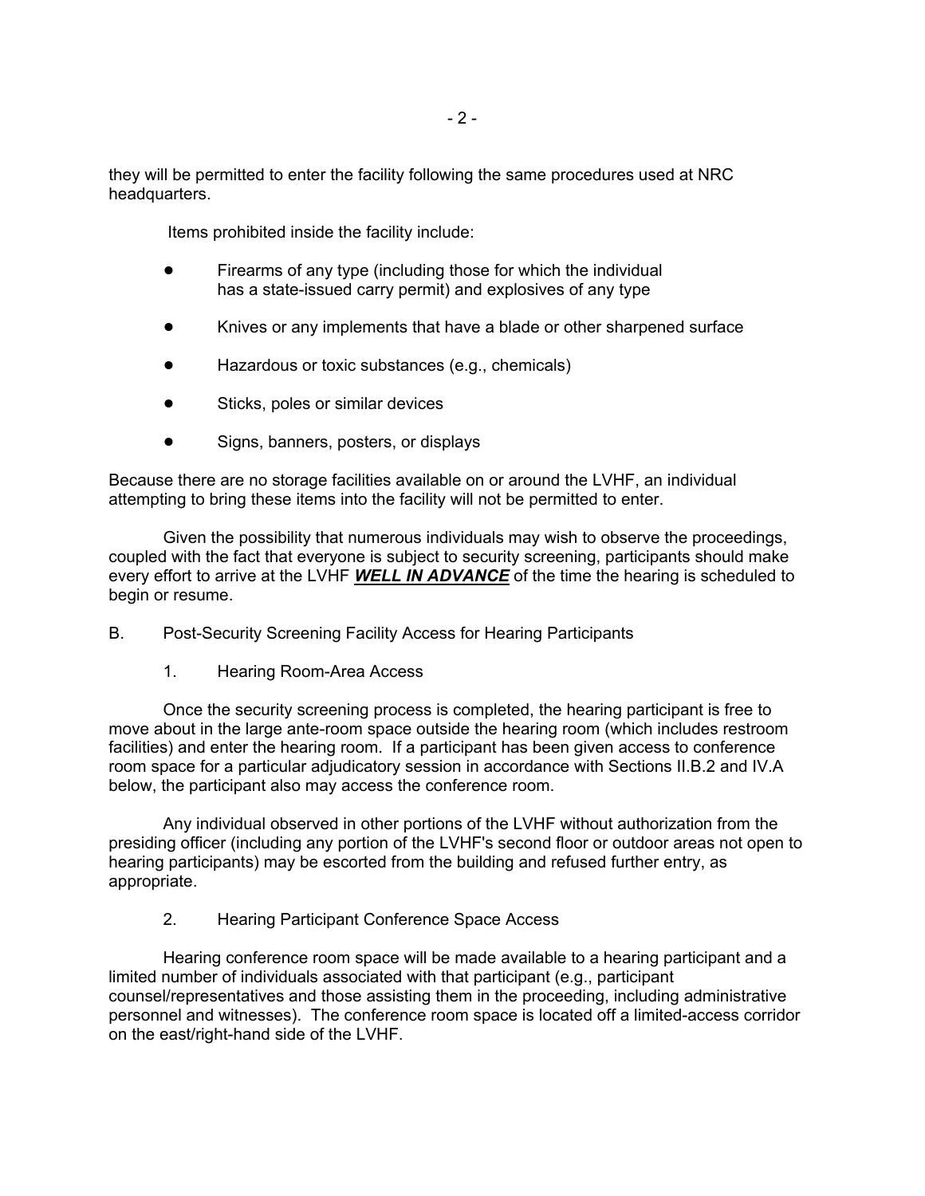they will be permitted to enter the facility following the same procedures used at NRC headquarters.

Items prohibited inside the facility include:

- Firearms of any type (including those for which the individual has a state-issued carry permit) and explosives of any type
- Knives or any implements that have a blade or other sharpened surface
- Hazardous or toxic substances (e.g., chemicals)
- Sticks, poles or similar devices
- Signs, banners, posters, or displays

Because there are no storage facilities available on or around the LVHF, an individual attempting to bring these items into the facility will not be permitted to enter.

Given the possibility that numerous individuals may wish to observe the proceedings, coupled with the fact that everyone is subject to security screening, participants should make every effort to arrive at the LVHF ***WELL IN ADVANCE*** of the time the hearing is scheduled to begin or resume.

B. Post-Security Screening Facility Access for Hearing Participants

1. Hearing Room-Area Access

Once the security screening process is completed, the hearing participant is free to move about in the large ante-room space outside the hearing room (which includes restroom facilities) and enter the hearing room. If a participant has been given access to conference room space for a particular adjudicatory session in accordance with Sections II.B.2 and IV.A below, the participant also may access the conference room.

Any individual observed in other portions of the LVHF without authorization from the presiding officer (including any portion of the LVHF's second floor or outdoor areas not open to hearing participants) may be escorted from the building and refused further entry, as appropriate.

2. Hearing Participant Conference Space Access

Hearing conference room space will be made available to a hearing participant and a limited number of individuals associated with that participant (e.g., participant counsel/representatives and those assisting them in the proceeding, including administrative personnel and witnesses). The conference room space is located off a limited-access corridor on the east/right-hand side of the LVHF.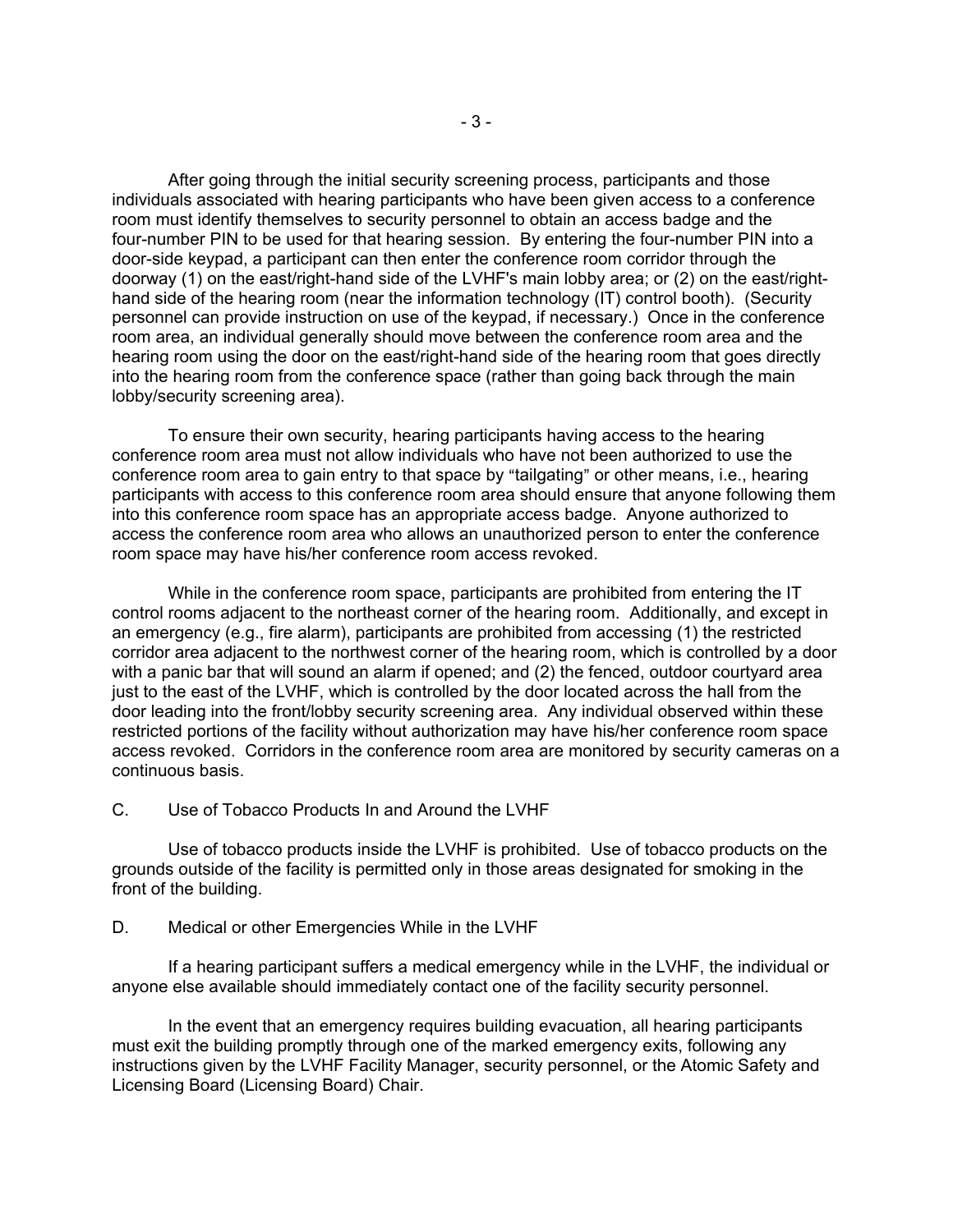After going through the initial security screening process, participants and those individuals associated with hearing participants who have been given access to a conference room must identify themselves to security personnel to obtain an access badge and the four-number PIN to be used for that hearing session. By entering the four-number PIN into a door-side keypad, a participant can then enter the conference room corridor through the doorway (1) on the east/right-hand side of the LVHF's main lobby area; or (2) on the east/right-hand side of the hearing room (near the information technology (IT) control booth). (Security personnel can provide instruction on use of the keypad, if necessary.) Once in the conference room area, an individual generally should move between the conference room area and the hearing room using the door on the east/right-hand side of the hearing room that goes directly into the hearing room from the conference space (rather than going back through the main lobby/security screening area).

To ensure their own security, hearing participants having access to the hearing conference room area must not allow individuals who have not been authorized to use the conference room area to gain entry to that space by "tailgating" or other means, i.e., hearing participants with access to this conference room area should ensure that anyone following them into this conference room space has an appropriate access badge. Anyone authorized to access the conference room area who allows an unauthorized person to enter the conference room space may have his/her conference room access revoked.

While in the conference room space, participants are prohibited from entering the IT control rooms adjacent to the northeast corner of the hearing room. Additionally, and except in an emergency (e.g., fire alarm), participants are prohibited from accessing (1) the restricted corridor area adjacent to the northwest corner of the hearing room, which is controlled by a door with a panic bar that will sound an alarm if opened; and (2) the fenced, outdoor courtyard area just to the east of the LVHF, which is controlled by the door located across the hall from the door leading into the front/lobby security screening area. Any individual observed within these restricted portions of the facility without authorization may have his/her conference room space access revoked. Corridors in the conference room area are monitored by security cameras on a continuous basis.

### C. Use of Tobacco Products In and Around the LVHF

Use of tobacco products inside the LVHF is prohibited. Use of tobacco products on the grounds outside of the facility is permitted only in those areas designated for smoking in the front of the building.

### D. Medical or other Emergencies While in the LVHF

If a hearing participant suffers a medical emergency while in the LVHF, the individual or anyone else available should immediately contact one of the facility security personnel.

In the event that an emergency requires building evacuation, all hearing participants must exit the building promptly through one of the marked emergency exits, following any instructions given by the LVHF Facility Manager, security personnel, or the Atomic Safety and Licensing Board (Licensing Board) Chair.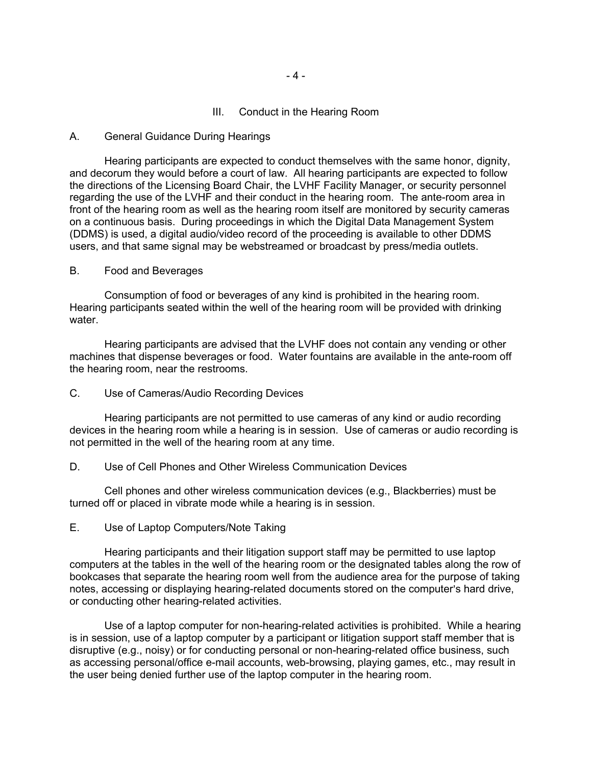## III. Conduct in the Hearing Room

### A. General Guidance During Hearings

Hearing participants are expected to conduct themselves with the same honor, dignity, and decorum they would before a court of law. All hearing participants are expected to follow the directions of the Licensing Board Chair, the LVHF Facility Manager, or security personnel regarding the use of the LVHF and their conduct in the hearing room. The ante-room area in front of the hearing room as well as the hearing room itself are monitored by security cameras on a continuous basis. During proceedings in which the Digital Data Management System (DDMS) is used, a digital audio/video record of the proceeding is available to other DDMS users, and that same signal may be webstreamed or broadcast by press/media outlets.

### B. Food and Beverages

Consumption of food or beverages of any kind is prohibited in the hearing room. Hearing participants seated within the well of the hearing room will be provided with drinking water.

Hearing participants are advised that the LVHF does not contain any vending or other machines that dispense beverages or food. Water fountains are available in the ante-room off the hearing room, near the restrooms.

### C. Use of Cameras/Audio Recording Devices

Hearing participants are not permitted to use cameras of any kind or audio recording devices in the hearing room while a hearing is in session. Use of cameras or audio recording is not permitted in the well of the hearing room at any time.

### D. Use of Cell Phones and Other Wireless Communication Devices

Cell phones and other wireless communication devices (e.g., Blackberries) must be turned off or placed in vibrate mode while a hearing is in session.

### E. Use of Laptop Computers/Note Taking

Hearing participants and their litigation support staff may be permitted to use laptop computers at the tables in the well of the hearing room or the designated tables along the row of bookcases that separate the hearing room well from the audience area for the purpose of taking notes, accessing or displaying hearing-related documents stored on the computer's hard drive, or conducting other hearing-related activities.

Use of a laptop computer for non-hearing-related activities is prohibited. While a hearing is in session, use of a laptop computer by a participant or litigation support staff member that is disruptive (e.g., noisy) or for conducting personal or non-hearing-related office business, such as accessing personal/office e-mail accounts, web-browsing, playing games, etc., may result in the user being denied further use of the laptop computer in the hearing room.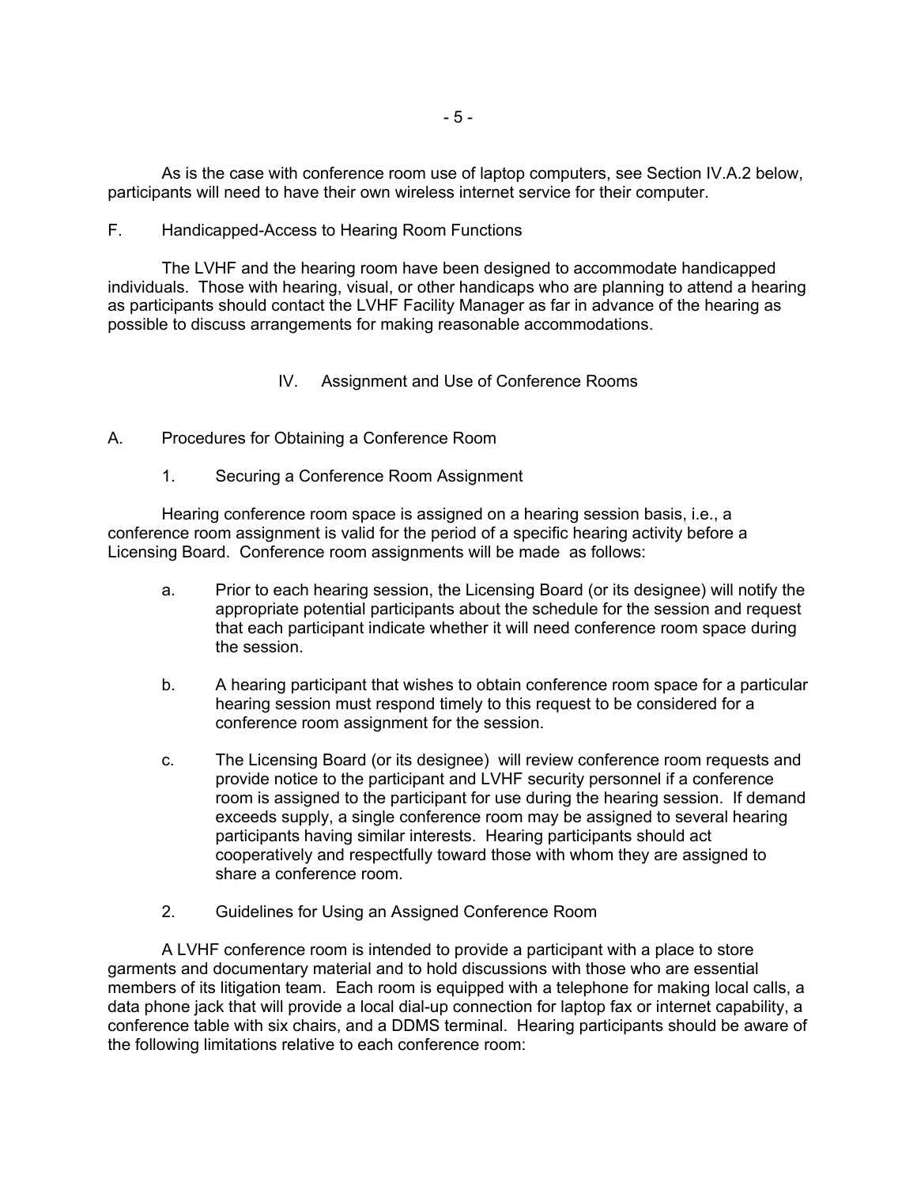As is the case with conference room use of laptop computers, see Section IV.A.2 below, participants will need to have their own wireless internet service for their computer.

F. Handicapped-Access to Hearing Room Functions

The LVHF and the hearing room have been designed to accommodate handicapped individuals. Those with hearing, visual, or other handicaps who are planning to attend a hearing as participants should contact the LVHF Facility Manager as far in advance of the hearing as possible to discuss arrangements for making reasonable accommodations.

## IV. Assignment and Use of Conference Rooms

A. Procedures for Obtaining a Conference Room

1. Securing a Conference Room Assignment

Hearing conference room space is assigned on a hearing session basis, i.e., a conference room assignment is valid for the period of a specific hearing activity before a Licensing Board. Conference room assignments will be made as follows:

a. Prior to each hearing session, the Licensing Board (or its designee) will notify the appropriate potential participants about the schedule for the session and request that each participant indicate whether it will need conference room space during the session.

b. A hearing participant that wishes to obtain conference room space for a particular hearing session must respond timely to this request to be considered for a conference room assignment for the session.

c. The Licensing Board (or its designee) will review conference room requests and provide notice to the participant and LVHF security personnel if a conference room is assigned to the participant for use during the hearing session. If demand exceeds supply, a single conference room may be assigned to several hearing participants having similar interests. Hearing participants should act cooperatively and respectfully toward those with whom they are assigned to share a conference room.

2. Guidelines for Using an Assigned Conference Room

A LVHF conference room is intended to provide a participant with a place to store garments and documentary material and to hold discussions with those who are essential members of its litigation team. Each room is equipped with a telephone for making local calls, a data phone jack that will provide a local dial-up connection for laptop fax or internet capability, a conference table with six chairs, and a DDMS terminal. Hearing participants should be aware of the following limitations relative to each conference room: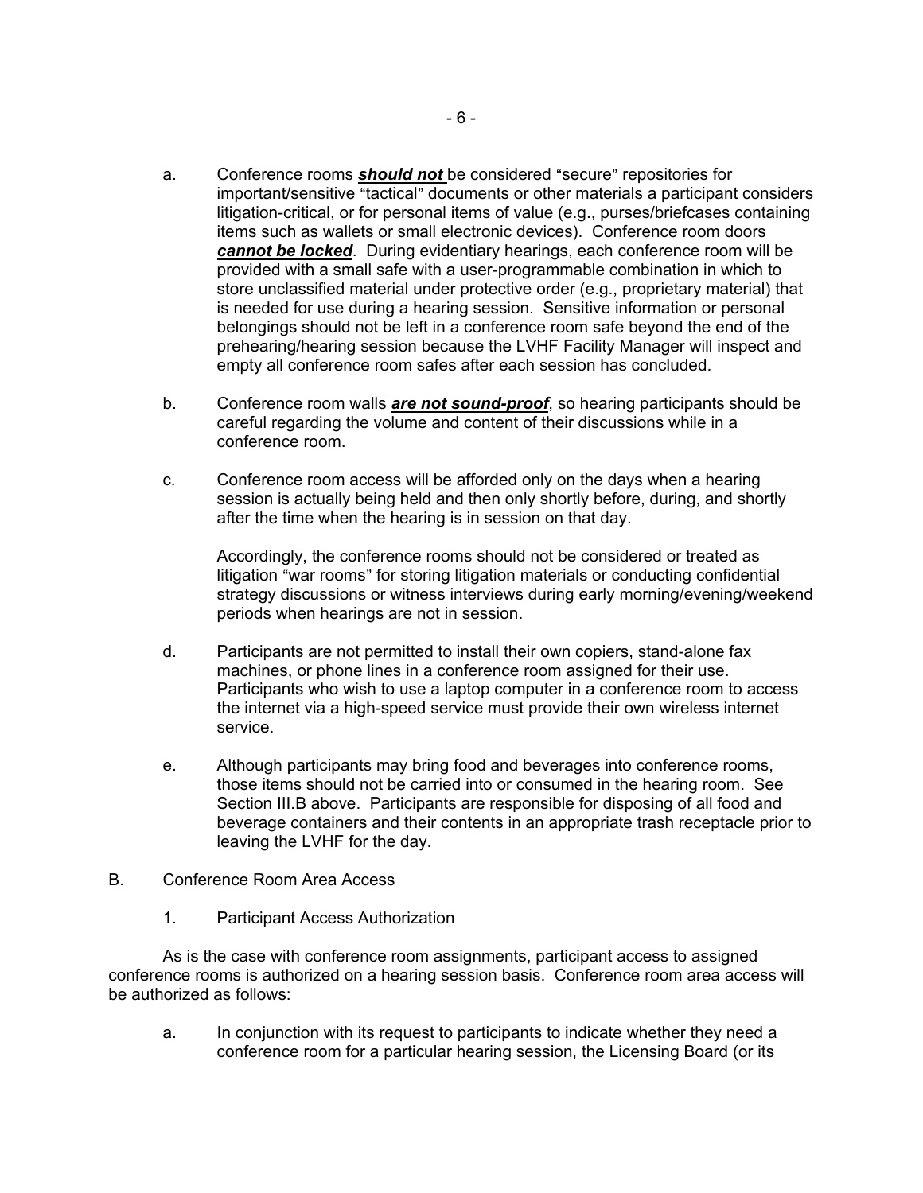a. Conference rooms ***should not*** be considered "secure" repositories for important/sensitive "tactical" documents or other materials a participant considers litigation-critical, or for personal items of value (e.g., purses/briefcases containing items such as wallets or small electronic devices). Conference room doors ***cannot be locked***. During evidentiary hearings, each conference room will be provided with a small safe with a user-programmable combination in which to store unclassified material under protective order (e.g., proprietary material) that is needed for use during a hearing session. Sensitive information or personal belongings should not be left in a conference room safe beyond the end of the prehearing/hearing session because the LVHF Facility Manager will inspect and empty all conference room safes after each session has concluded.

b. Conference room walls ***are not sound-proof***, so hearing participants should be careful regarding the volume and content of their discussions while in a conference room.

c. Conference room access will be afforded only on the days when a hearing session is actually being held and then only shortly before, during, and shortly after the time when the hearing is in session on that day.

   Accordingly, the conference rooms should not be considered or treated as litigation "war rooms" for storing litigation materials or conducting confidential strategy discussions or witness interviews during early morning/evening/weekend periods when hearings are not in session.

d. Participants are not permitted to install their own copiers, stand-alone fax machines, or phone lines in a conference room assigned for their use. Participants who wish to use a laptop computer in a conference room to access the internet via a high-speed service must provide their own wireless internet service.

e. Although participants may bring food and beverages into conference rooms, those items should not be carried into or consumed in the hearing room. See Section III.B above. Participants are responsible for disposing of all food and beverage containers and their contents in an appropriate trash receptacle prior to leaving the LVHF for the day.

B. Conference Room Area Access

1. Participant Access Authorization

As is the case with conference room assignments, participant access to assigned conference rooms is authorized on a hearing session basis. Conference room area access will be authorized as follows:

a. In conjunction with its request to participants to indicate whether they need a conference room for a particular hearing session, the Licensing Board (or its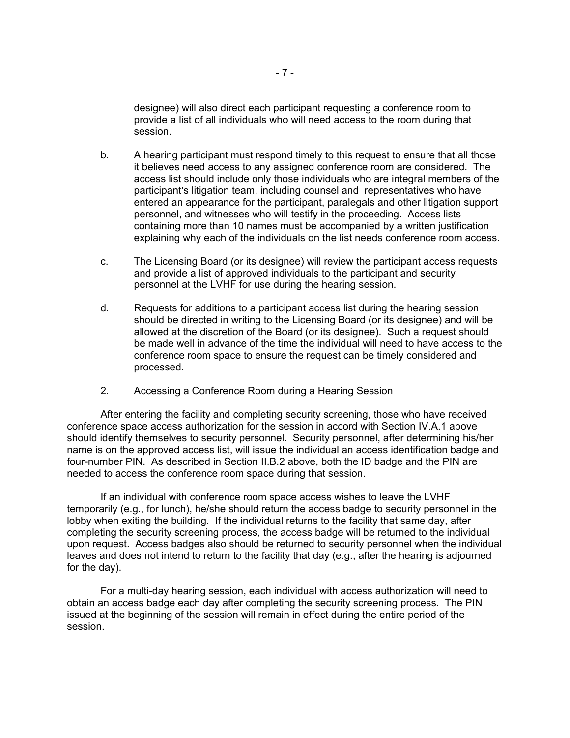designee) will also direct each participant requesting a conference room to provide a list of all individuals who will need access to the room during that session.

b. A hearing participant must respond timely to this request to ensure that all those it believes need access to any assigned conference room are considered. The access list should include only those individuals who are integral members of the participant's litigation team, including counsel and representatives who have entered an appearance for the participant, paralegals and other litigation support personnel, and witnesses who will testify in the proceeding. Access lists containing more than 10 names must be accompanied by a written justification explaining why each of the individuals on the list needs conference room access.

c. The Licensing Board (or its designee) will review the participant access requests and provide a list of approved individuals to the participant and security personnel at the LVHF for use during the hearing session.

d. Requests for additions to a participant access list during the hearing session should be directed in writing to the Licensing Board (or its designee) and will be allowed at the discretion of the Board (or its designee). Such a request should be made well in advance of the time the individual will need to have access to the conference room space to ensure the request can be timely considered and processed.

2. Accessing a Conference Room during a Hearing Session

After entering the facility and completing security screening, those who have received conference space access authorization for the session in accord with Section IV.A.1 above should identify themselves to security personnel. Security personnel, after determining his/her name is on the approved access list, will issue the individual an access identification badge and four-number PIN. As described in Section II.B.2 above, both the ID badge and the PIN are needed to access the conference room space during that session.

If an individual with conference room space access wishes to leave the LVHF temporarily (e.g., for lunch), he/she should return the access badge to security personnel in the lobby when exiting the building. If the individual returns to the facility that same day, after completing the security screening process, the access badge will be returned to the individual upon request. Access badges also should be returned to security personnel when the individual leaves and does not intend to return to the facility that day (e.g., after the hearing is adjourned for the day).

For a multi-day hearing session, each individual with access authorization will need to obtain an access badge each day after completing the security screening process. The PIN issued at the beginning of the session will remain in effect during the entire period of the session.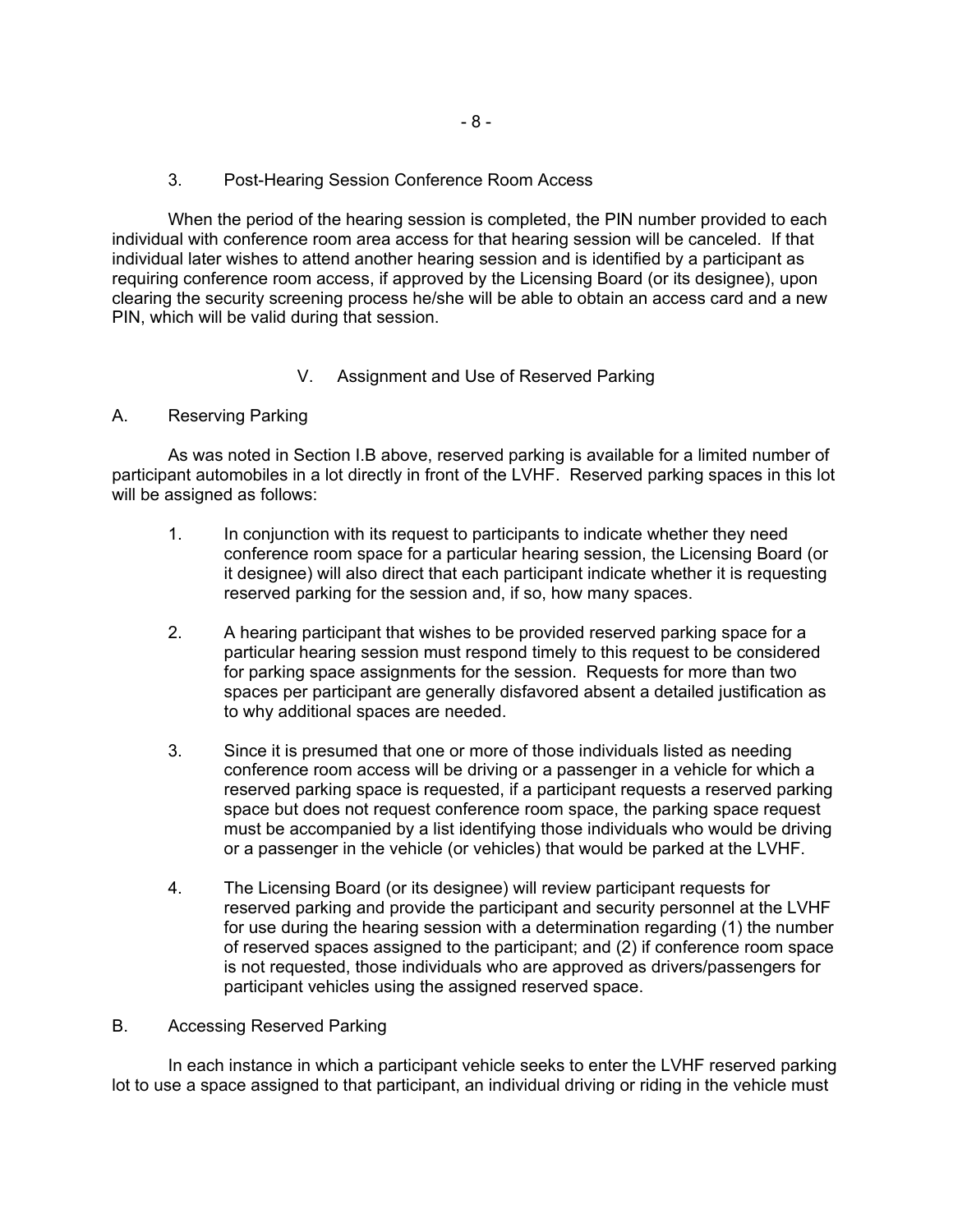3. Post-Hearing Session Conference Room Access

When the period of the hearing session is completed, the PIN number provided to each individual with conference room area access for that hearing session will be canceled. If that individual later wishes to attend another hearing session and is identified by a participant as requiring conference room access, if approved by the Licensing Board (or its designee), upon clearing the security screening process he/she will be able to obtain an access card and a new PIN, which will be valid during that session.

## V. Assignment and Use of Reserved Parking

### A. Reserving Parking

As was noted in Section I.B above, reserved parking is available for a limited number of participant automobiles in a lot directly in front of the LVHF. Reserved parking spaces in this lot will be assigned as follows:

1. In conjunction with its request to participants to indicate whether they need conference room space for a particular hearing session, the Licensing Board (or it designee) will also direct that each participant indicate whether it is requesting reserved parking for the session and, if so, how many spaces.

2. A hearing participant that wishes to be provided reserved parking space for a particular hearing session must respond timely to this request to be considered for parking space assignments for the session. Requests for more than two spaces per participant are generally disfavored absent a detailed justification as to why additional spaces are needed.

3. Since it is presumed that one or more of those individuals listed as needing conference room access will be driving or a passenger in a vehicle for which a reserved parking space is requested, if a participant requests a reserved parking space but does not request conference room space, the parking space request must be accompanied by a list identifying those individuals who would be driving or a passenger in the vehicle (or vehicles) that would be parked at the LVHF.

4. The Licensing Board (or its designee) will review participant requests for reserved parking and provide the participant and security personnel at the LVHF for use during the hearing session with a determination regarding (1) the number of reserved spaces assigned to the participant; and (2) if conference room space is not requested, those individuals who are approved as drivers/passengers for participant vehicles using the assigned reserved space.

### B. Accessing Reserved Parking

In each instance in which a participant vehicle seeks to enter the LVHF reserved parking lot to use a space assigned to that participant, an individual driving or riding in the vehicle must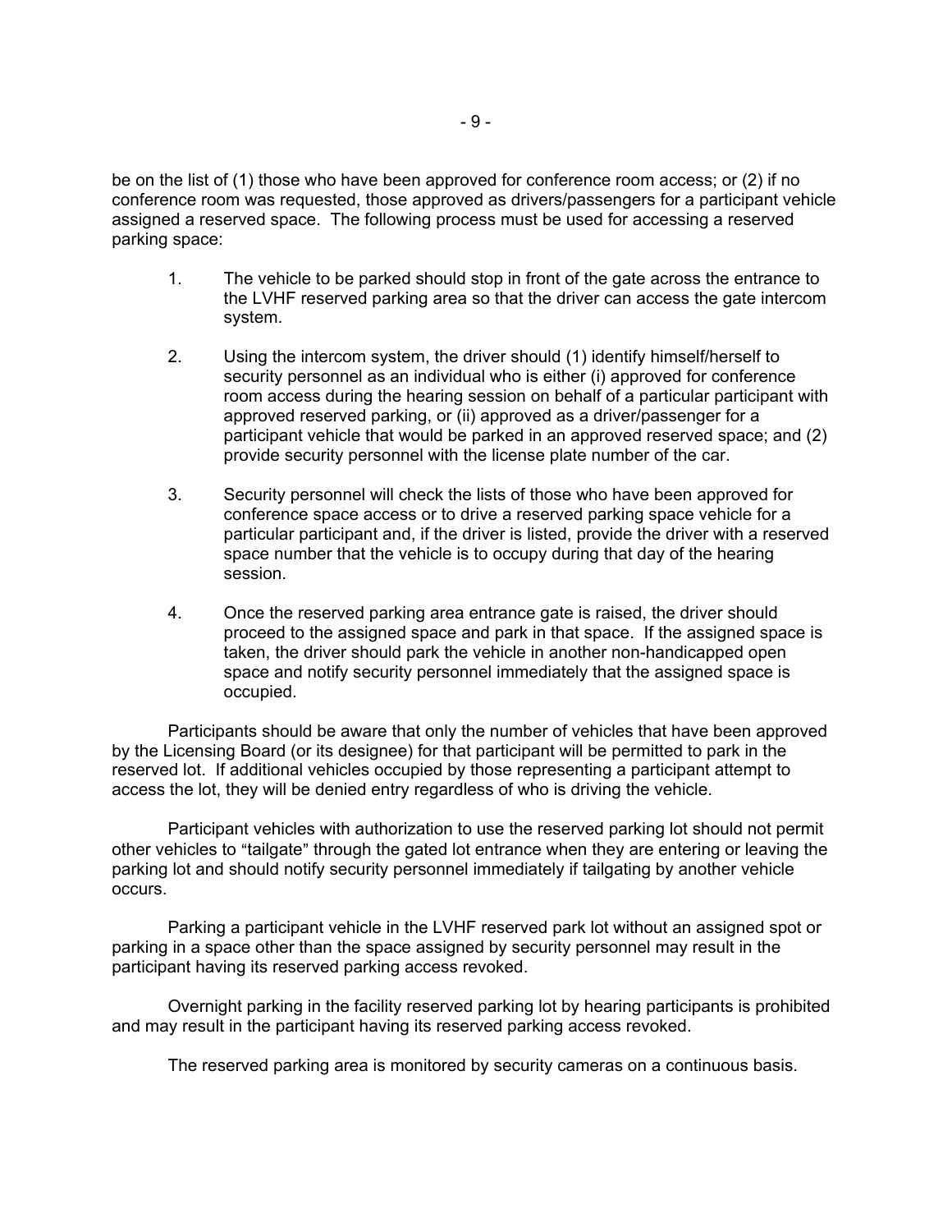be on the list of (1) those who have been approved for conference room access; or (2) if no conference room was requested, those approved as drivers/passengers for a participant vehicle assigned a reserved space. The following process must be used for accessing a reserved parking space:

1. The vehicle to be parked should stop in front of the gate across the entrance to the LVHF reserved parking area so that the driver can access the gate intercom system.

2. Using the intercom system, the driver should (1) identify himself/herself to security personnel as an individual who is either (i) approved for conference room access during the hearing session on behalf of a particular participant with approved reserved parking, or (ii) approved as a driver/passenger for a participant vehicle that would be parked in an approved reserved space; and (2) provide security personnel with the license plate number of the car.

3. Security personnel will check the lists of those who have been approved for conference space access or to drive a reserved parking space vehicle for a particular participant and, if the driver is listed, provide the driver with a reserved space number that the vehicle is to occupy during that day of the hearing session.

4. Once the reserved parking area entrance gate is raised, the driver should proceed to the assigned space and park in that space. If the assigned space is taken, the driver should park the vehicle in another non-handicapped open space and notify security personnel immediately that the assigned space is occupied.

Participants should be aware that only the number of vehicles that have been approved by the Licensing Board (or its designee) for that participant will be permitted to park in the reserved lot. If additional vehicles occupied by those representing a participant attempt to access the lot, they will be denied entry regardless of who is driving the vehicle.

Participant vehicles with authorization to use the reserved parking lot should not permit other vehicles to "tailgate" through the gated lot entrance when they are entering or leaving the parking lot and should notify security personnel immediately if tailgating by another vehicle occurs.

Parking a participant vehicle in the LVHF reserved park lot without an assigned spot or parking in a space other than the space assigned by security personnel may result in the participant having its reserved parking access revoked.

Overnight parking in the facility reserved parking lot by hearing participants is prohibited and may result in the participant having its reserved parking access revoked.

The reserved parking area is monitored by security cameras on a continuous basis.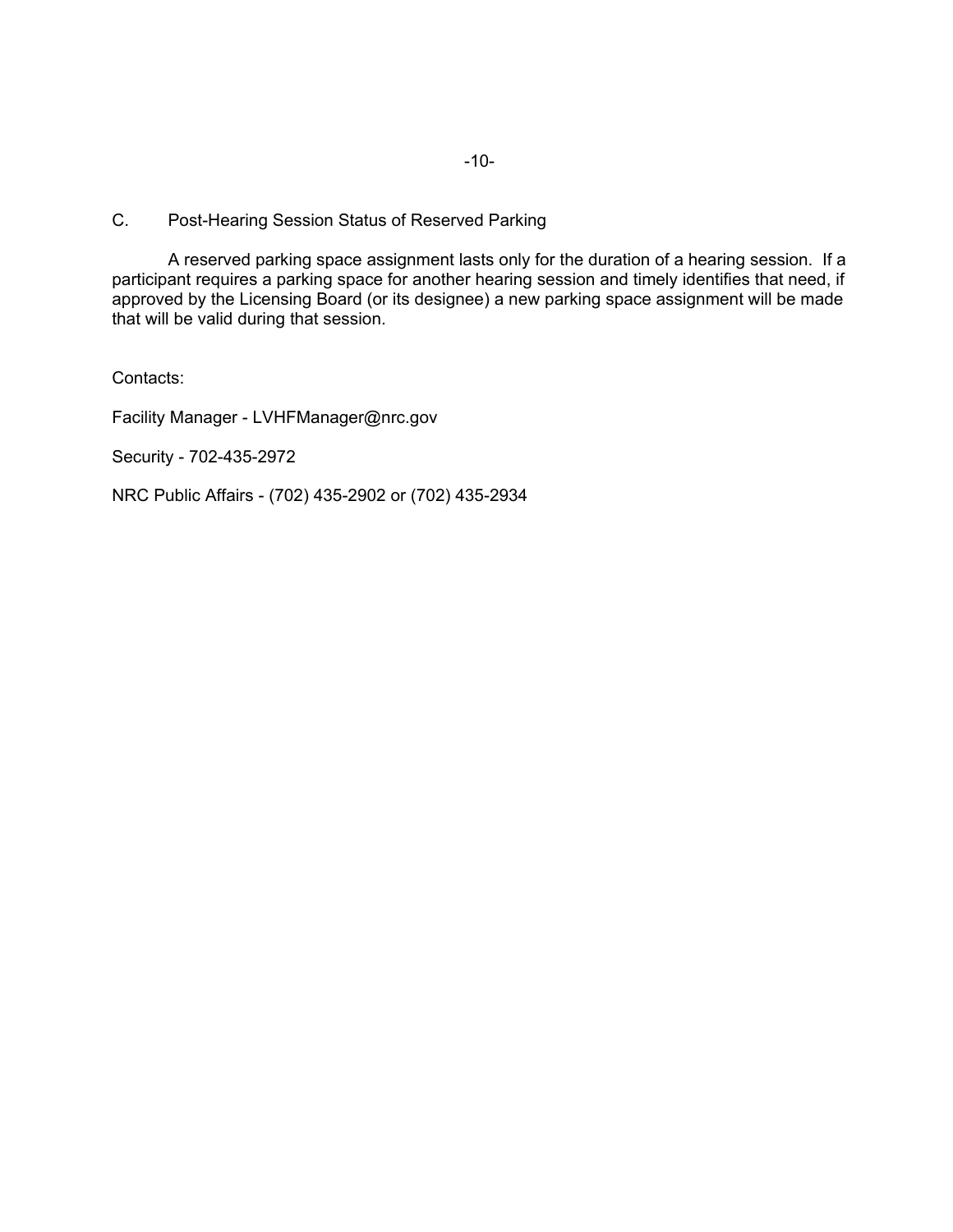### C. Post-Hearing Session Status of Reserved Parking

A reserved parking space assignment lasts only for the duration of a hearing session. If a participant requires a parking space for another hearing session and timely identifies that need, if approved by the Licensing Board (or its designee) a new parking space assignment will be made that will be valid during that session.

Contacts:

Facility Manager - LVHFManager@nrc.gov

Security - 702-435-2972

NRC Public Affairs - (702) 435-2902 or (702) 435-2934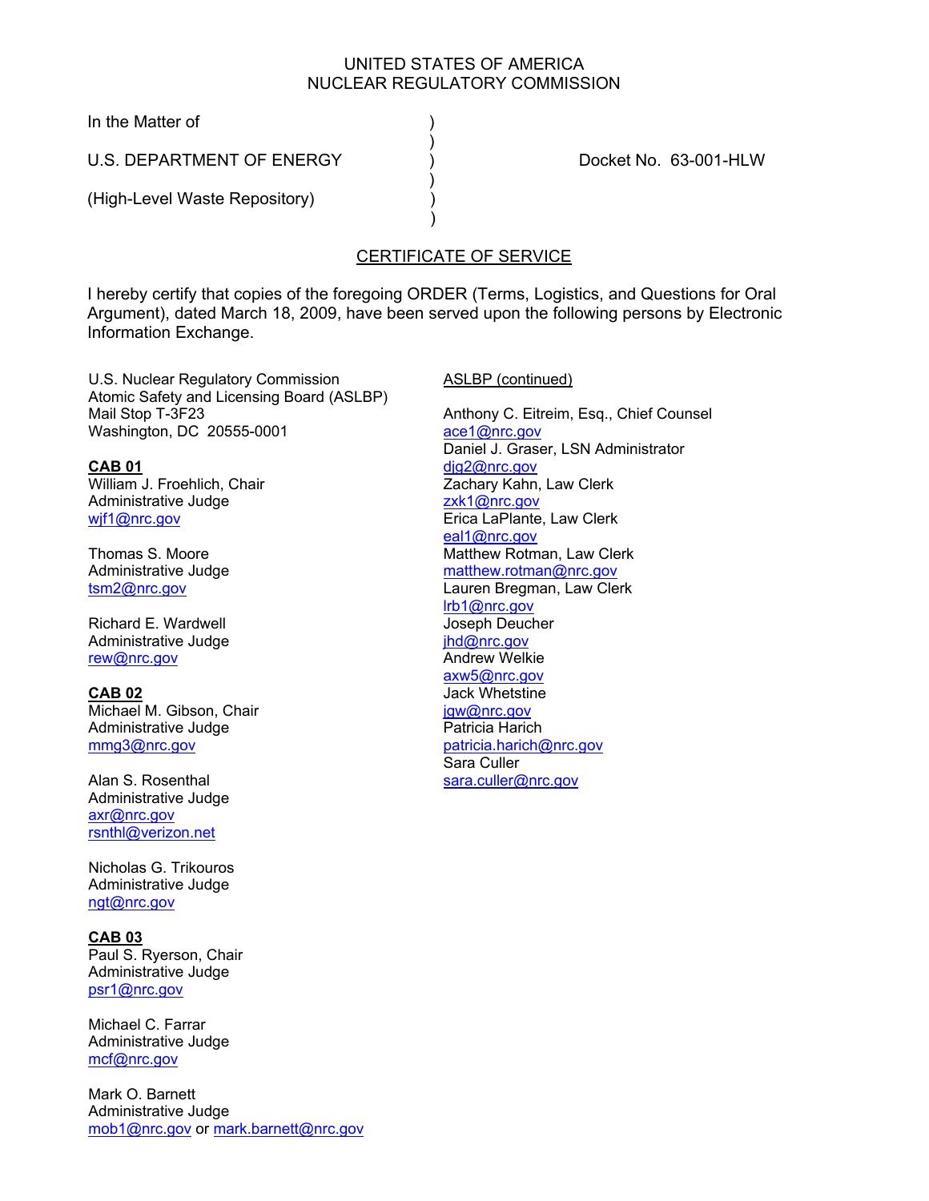UNITED STATES OF AMERICA
NUCLEAR REGULATORY COMMISSION

In the Matter of )
)
U.S. DEPARTMENT OF ENERGY ) Docket No. 63-001-HLW
)
(High-Level Waste Repository) )
)

## CERTIFICATE OF SERVICE

I hereby certify that copies of the foregoing ORDER (Terms, Logistics, and Questions for Oral Argument), dated March 18, 2009, have been served upon the following persons by Electronic Information Exchange.

U.S. Nuclear Regulatory Commission
Atomic Safety and Licensing Board (ASLBP)
Mail Stop T-3F23
Washington, DC 20555-0001

**CAB 01**
William J. Froehlich, Chair
Administrative Judge
wjf1@nrc.gov

Thomas S. Moore
Administrative Judge
tsm2@nrc.gov

Richard E. Wardwell
Administrative Judge
rew@nrc.gov

**CAB 02**
Michael M. Gibson, Chair
Administrative Judge
mmg3@nrc.gov

Alan S. Rosenthal
Administrative Judge
axr@nrc.gov
rsnthl@verizon.net

Nicholas G. Trikouros
Administrative Judge
ngt@nrc.gov

**CAB 03**
Paul S. Ryerson, Chair
Administrative Judge
psr1@nrc.gov

Michael C. Farrar
Administrative Judge
mcf@nrc.gov

Mark O. Barnett
Administrative Judge
mob1@nrc.gov or mark.barnett@nrc.gov

ASLBP (continued)

Anthony C. Eitreim, Esq., Chief Counsel
ace1@nrc.gov
Daniel J. Graser, LSN Administrator
djg2@nrc.gov
Zachary Kahn, Law Clerk
zxk1@nrc.gov
Erica LaPlante, Law Clerk
eal1@nrc.gov
Matthew Rotman, Law Clerk
matthew.rotman@nrc.gov
Lauren Bregman, Law Clerk
lrb1@nrc.gov
Joseph Deucher
jhd@nrc.gov
Andrew Welkie
axw5@nrc.gov
Jack Whetstine
jgw@nrc.gov
Patricia Harich
patricia.harich@nrc.gov
Sara Culler
sara.culler@nrc.gov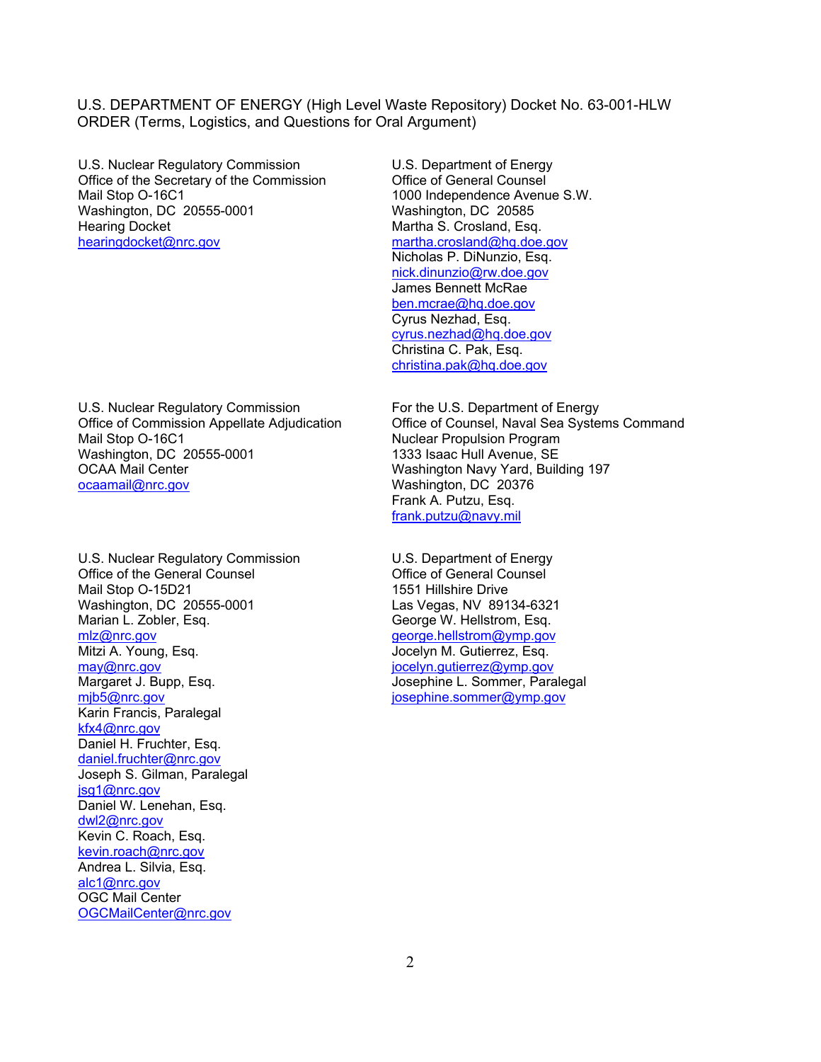U.S. DEPARTMENT OF ENERGY (High Level Waste Repository) Docket No. 63-001-HLW
ORDER (Terms, Logistics, and Questions for Oral Argument)

U.S. Nuclear Regulatory Commission
Office of the Secretary of the Commission
Mail Stop O-16C1
Washington, DC 20555-0001
Hearing Docket
hearingdocket@nrc.gov

U.S. Nuclear Regulatory Commission
Office of Commission Appellate Adjudication
Mail Stop O-16C1
Washington, DC 20555-0001
OCAA Mail Center
ocaamail@nrc.gov

U.S. Nuclear Regulatory Commission
Office of the General Counsel
Mail Stop O-15D21
Washington, DC 20555-0001
Marian L. Zobler, Esq.
mlz@nrc.gov
Mitzi A. Young, Esq.
may@nrc.gov
Margaret J. Bupp, Esq.
mjb5@nrc.gov
Karin Francis, Paralegal
kfx4@nrc.gov
Daniel H. Fruchter, Esq.
daniel.fruchter@nrc.gov
Joseph S. Gilman, Paralegal
jsg1@nrc.gov
Daniel W. Lenehan, Esq.
dwl2@nrc.gov
Kevin C. Roach, Esq.
kevin.roach@nrc.gov
Andrea L. Silvia, Esq.
alc1@nrc.gov
OGC Mail Center
OGCMailCenter@nrc.gov

U.S. Department of Energy
Office of General Counsel
1000 Independence Avenue S.W.
Washington, DC 20585
Martha S. Crosland, Esq.
martha.crosland@hq.doe.gov
Nicholas P. DiNunzio, Esq.
nick.dinunzio@rw.doe.gov
James Bennett McRae
ben.mcrae@hq.doe.gov
Cyrus Nezhad, Esq.
cyrus.nezhad@hq.doe.gov
Christina C. Pak, Esq.
christina.pak@hq.doe.gov

For the U.S. Department of Energy
Office of Counsel, Naval Sea Systems Command
Nuclear Propulsion Program
1333 Isaac Hull Avenue, SE
Washington Navy Yard, Building 197
Washington, DC 20376
Frank A. Putzu, Esq.
frank.putzu@navy.mil

U.S. Department of Energy
Office of General Counsel
1551 Hillshire Drive
Las Vegas, NV 89134-6321
George W. Hellstrom, Esq.
george.hellstrom@ymp.gov
Jocelyn M. Gutierrez, Esq.
jocelyn.gutierrez@ymp.gov
Josephine L. Sommer, Paralegal
josephine.sommer@ymp.gov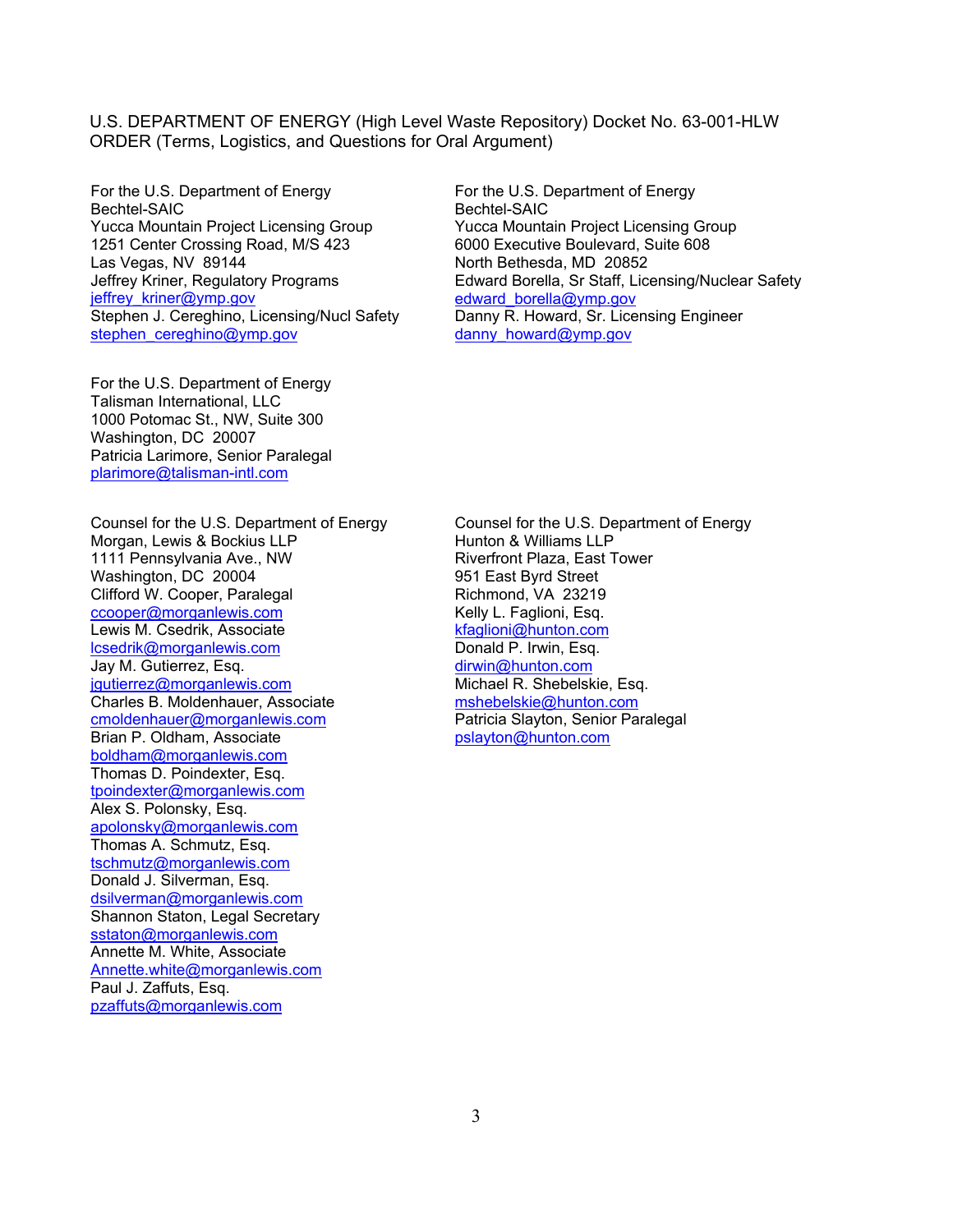U.S. DEPARTMENT OF ENERGY (High Level Waste Repository) Docket No. 63-001-HLW
ORDER (Terms, Logistics, and Questions for Oral Argument)

For the U.S. Department of Energy
Bechtel-SAIC
Yucca Mountain Project Licensing Group
1251 Center Crossing Road, M/S 423
Las Vegas, NV 89144
Jeffrey Kriner, Regulatory Programs
jeffrey_kriner@ymp.gov
Stephen J. Cereghino, Licensing/Nucl Safety
stephen_cereghino@ymp.gov

For the U.S. Department of Energy
Bechtel-SAIC
Yucca Mountain Project Licensing Group
6000 Executive Boulevard, Suite 608
North Bethesda, MD 20852
Edward Borella, Sr Staff, Licensing/Nuclear Safety
edward_borella@ymp.gov
Danny R. Howard, Sr. Licensing Engineer
danny_howard@ymp.gov

For the U.S. Department of Energy
Talisman International, LLC
1000 Potomac St., NW, Suite 300
Washington, DC 20007
Patricia Larimore, Senior Paralegal
plarimore@talisman-intl.com

Counsel for the U.S. Department of Energy
Morgan, Lewis & Bockius LLP
1111 Pennsylvania Ave., NW
Washington, DC 20004
Clifford W. Cooper, Paralegal
ccooper@morganlewis.com
Lewis M. Csedrik, Associate
lcsedrik@morganlewis.com
Jay M. Gutierrez, Esq.
jgutierrez@morganlewis.com
Charles B. Moldenhauer, Associate
cmoldenhauer@morganlewis.com
Brian P. Oldham, Associate
boldham@morganlewis.com
Thomas D. Poindexter, Esq.
tpoindexter@morganlewis.com
Alex S. Polonsky, Esq.
apolonsky@morganlewis.com
Thomas A. Schmutz, Esq.
tschmutz@morganlewis.com
Donald J. Silverman, Esq.
dsilverman@morganlewis.com
Shannon Staton, Legal Secretary
sstaton@morganlewis.com
Annette M. White, Associate
Annette.white@morganlewis.com
Paul J. Zaffuts, Esq.
pzaffuts@morganlewis.com

Counsel for the U.S. Department of Energy
Hunton & Williams LLP
Riverfront Plaza, East Tower
951 East Byrd Street
Richmond, VA 23219
Kelly L. Faglioni, Esq.
kfaglioni@hunton.com
Donald P. Irwin, Esq.
dirwin@hunton.com
Michael R. Shebelskie, Esq.
mshebelskie@hunton.com
Patricia Slayton, Senior Paralegal
pslayton@hunton.com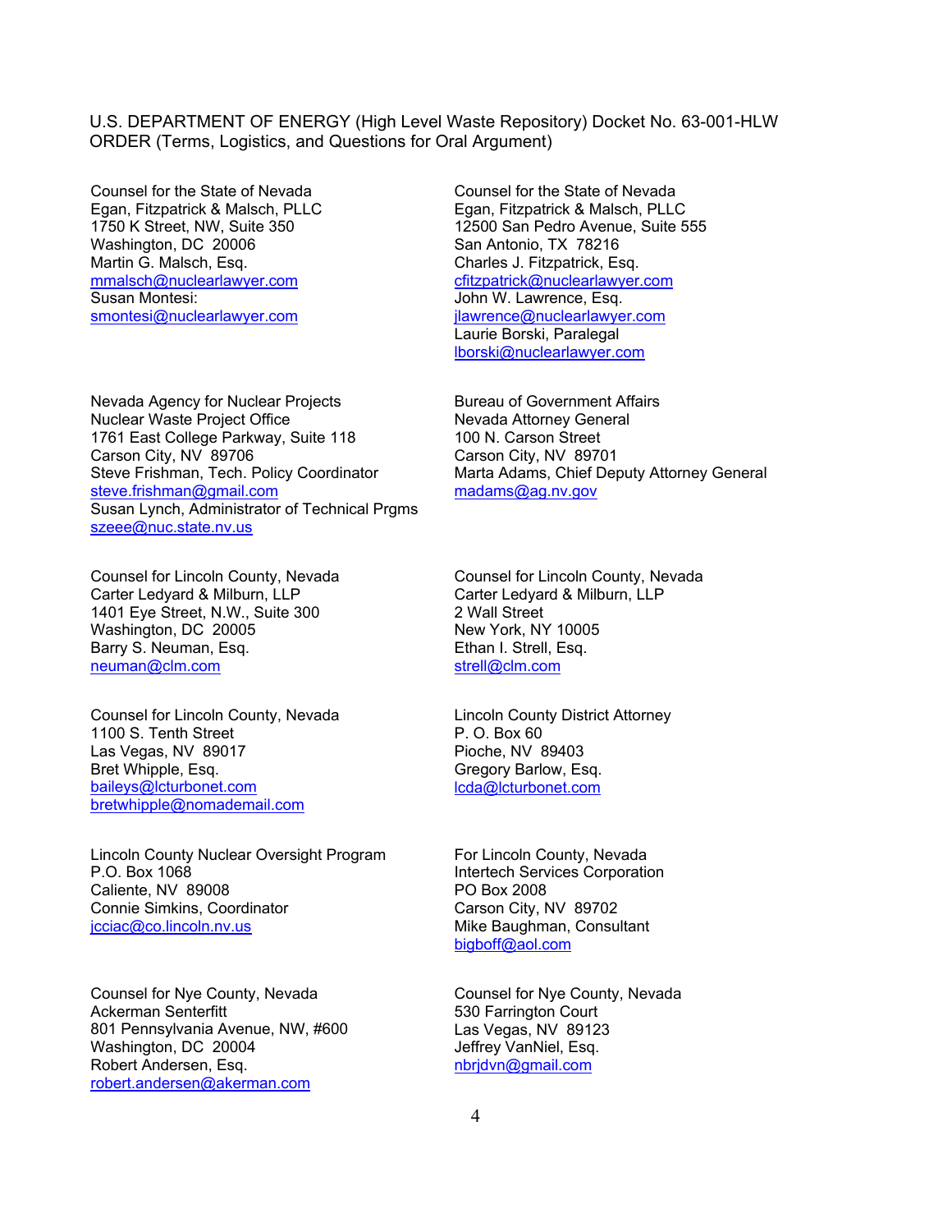U.S. DEPARTMENT OF ENERGY (High Level Waste Repository) Docket No. 63-001-HLW
ORDER (Terms, Logistics, and Questions for Oral Argument)

Counsel for the State of Nevada
Egan, Fitzpatrick & Malsch, PLLC
1750 K Street, NW, Suite 350
Washington, DC 20006
Martin G. Malsch, Esq.
mmalsch@nuclearlawyer.com
Susan Montesi:
smontesi@nuclearlawyer.com

Counsel for the State of Nevada
Egan, Fitzpatrick & Malsch, PLLC
12500 San Pedro Avenue, Suite 555
San Antonio, TX 78216
Charles J. Fitzpatrick, Esq.
cfitzpatrick@nuclearlawyer.com
John W. Lawrence, Esq.
jlawrence@nuclearlawyer.com
Laurie Borski, Paralegal
lborski@nuclearlawyer.com

Nevada Agency for Nuclear Projects
Nuclear Waste Project Office
1761 East College Parkway, Suite 118
Carson City, NV 89706
Steve Frishman, Tech. Policy Coordinator
steve.frishman@gmail.com
Susan Lynch, Administrator of Technical Prgms
szeee@nuc.state.nv.us

Bureau of Government Affairs
Nevada Attorney General
100 N. Carson Street
Carson City, NV 89701
Marta Adams, Chief Deputy Attorney General
madams@ag.nv.gov

Counsel for Lincoln County, Nevada
Carter Ledyard & Milburn, LLP
1401 Eye Street, N.W., Suite 300
Washington, DC 20005
Barry S. Neuman, Esq.
neuman@clm.com

Counsel for Lincoln County, Nevada
Carter Ledyard & Milburn, LLP
2 Wall Street
New York, NY 10005
Ethan I. Strell, Esq.
strell@clm.com

Counsel for Lincoln County, Nevada
1100 S. Tenth Street
Las Vegas, NV 89017
Bret Whipple, Esq.
baileys@lcturbonet.com
bretwhipple@nomademail.com

Lincoln County District Attorney
P. O. Box 60
Pioche, NV 89403
Gregory Barlow, Esq.
lcda@lcturbonet.com

Lincoln County Nuclear Oversight Program
P.O. Box 1068
Caliente, NV 89008
Connie Simkins, Coordinator
jcciac@co.lincoln.nv.us

For Lincoln County, Nevada
Intertech Services Corporation
PO Box 2008
Carson City, NV 89702
Mike Baughman, Consultant
bigboff@aol.com

Counsel for Nye County, Nevada
Ackerman Senterfitt
801 Pennsylvania Avenue, NW, #600
Washington, DC 20004
Robert Andersen, Esq.
robert.andersen@akerman.com

Counsel for Nye County, Nevada
530 Farrington Court
Las Vegas, NV 89123
Jeffrey VanNiel, Esq.
nbrjdvn@gmail.com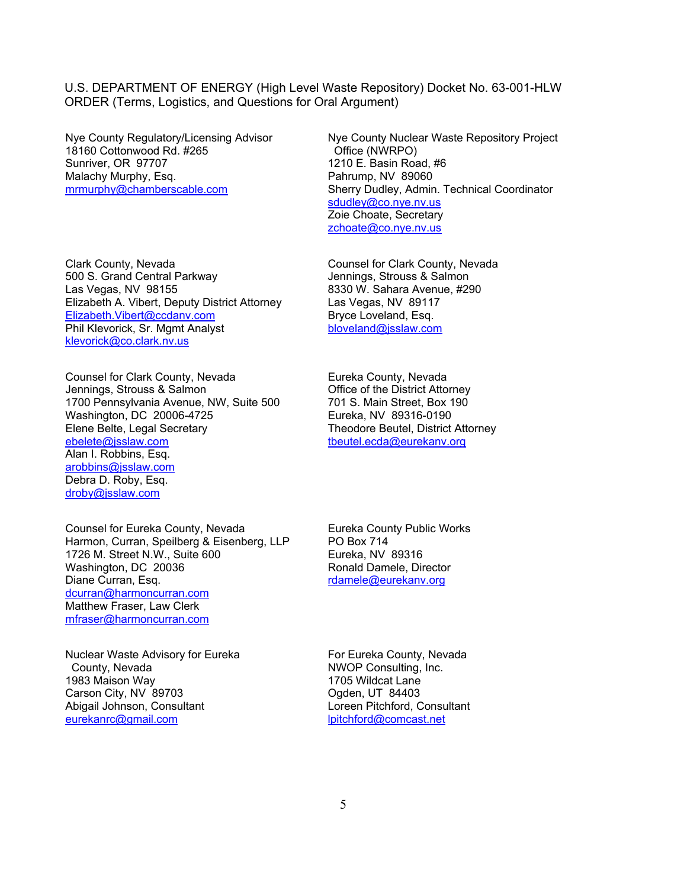U.S. DEPARTMENT OF ENERGY (High Level Waste Repository) Docket No. 63-001-HLW
ORDER (Terms, Logistics, and Questions for Oral Argument)

Nye County Regulatory/Licensing Advisor
18160 Cottonwood Rd. #265
Sunriver, OR 97707
Malachy Murphy, Esq.
mrmurphy@chamberscable.com

Nye County Nuclear Waste Repository Project
Office (NWRPO)
1210 E. Basin Road, #6
Pahrump, NV 89060
Sherry Dudley, Admin. Technical Coordinator
sdudley@co.nye.nv.us
Zoie Choate, Secretary
zchoate@co.nye.nv.us

Clark County, Nevada
500 S. Grand Central Parkway
Las Vegas, NV 98155
Elizabeth A. Vibert, Deputy District Attorney
Elizabeth.Vibert@ccdanv.com
Phil Klevorick, Sr. Mgmt Analyst
klevorick@co.clark.nv.us

Counsel for Clark County, Nevada
Jennings, Strouss & Salmon
8330 W. Sahara Avenue, #290
Las Vegas, NV 89117
Bryce Loveland, Esq.
bloveland@jsslaw.com

Counsel for Clark County, Nevada
Jennings, Strouss & Salmon
1700 Pennsylvania Avenue, NW, Suite 500
Washington, DC 20006-4725
Elene Belte, Legal Secretary
ebelete@jsslaw.com
Alan I. Robbins, Esq.
arobbins@jsslaw.com
Debra D. Roby, Esq.
droby@jsslaw.com

Eureka County, Nevada
Office of the District Attorney
701 S. Main Street, Box 190
Eureka, NV 89316-0190
Theodore Beutel, District Attorney
tbeutel.ecda@eurekanv.org

Counsel for Eureka County, Nevada
Harmon, Curran, Speilberg & Eisenberg, LLP
1726 M. Street N.W., Suite 600
Washington, DC 20036
Diane Curran, Esq.
dcurran@harmoncurran.com
Matthew Fraser, Law Clerk
mfraser@harmoncurran.com

Eureka County Public Works
PO Box 714
Eureka, NV 89316
Ronald Damele, Director
rdamele@eurekanv.org

Nuclear Waste Advisory for Eureka
County, Nevada
1983 Maison Way
Carson City, NV 89703
Abigail Johnson, Consultant
eurekanrc@gmail.com

For Eureka County, Nevada
NWOP Consulting, Inc.
1705 Wildcat Lane
Ogden, UT 84403
Loreen Pitchford, Consultant
lpitchford@comcast.net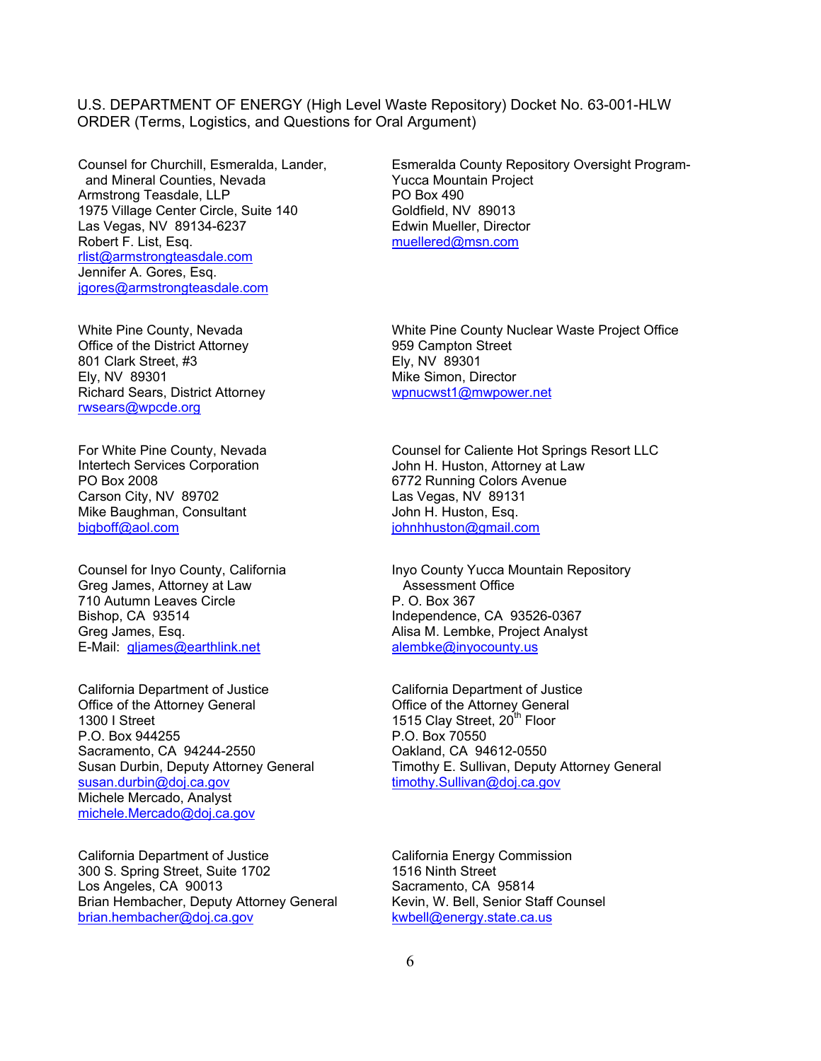U.S. DEPARTMENT OF ENERGY (High Level Waste Repository) Docket No. 63-001-HLW
ORDER (Terms, Logistics, and Questions for Oral Argument)

Counsel for Churchill, Esmeralda, Lander, and Mineral Counties, Nevada
Armstrong Teasdale, LLP
1975 Village Center Circle, Suite 140
Las Vegas, NV 89134-6237
Robert F. List, Esq.
rlist@armstrongteasdale.com
Jennifer A. Gores, Esq.
jgores@armstrongteasdale.com

Esmeralda County Repository Oversight Program-Yucca Mountain Project
PO Box 490
Goldfield, NV 89013
Edwin Mueller, Director
muellered@msn.com

White Pine County, Nevada
Office of the District Attorney
801 Clark Street, #3
Ely, NV 89301
Richard Sears, District Attorney
rwsears@wpcde.org

White Pine County Nuclear Waste Project Office
959 Campton Street
Ely, NV 89301
Mike Simon, Director
wpnucwst1@mwpower.net

For White Pine County, Nevada
Intertech Services Corporation
PO Box 2008
Carson City, NV 89702
Mike Baughman, Consultant
bigboff@aol.com

Counsel for Caliente Hot Springs Resort LLC
John H. Huston, Attorney at Law
6772 Running Colors Avenue
Las Vegas, NV 89131
John H. Huston, Esq.
johnhhuston@gmail.com

Counsel for Inyo County, California
Greg James, Attorney at Law
710 Autumn Leaves Circle
Bishop, CA 93514
Greg James, Esq.
E-Mail: gljames@earthlink.net

Inyo County Yucca Mountain Repository Assessment Office
P. O. Box 367
Independence, CA 93526-0367
Alisa M. Lembke, Project Analyst
alembke@inyocounty.us

California Department of Justice
Office of the Attorney General
1300 I Street
P.O. Box 944255
Sacramento, CA 94244-2550
Susan Durbin, Deputy Attorney General
susan.durbin@doj.ca.gov
Michele Mercado, Analyst
michele.Mercado@doj.ca.gov

California Department of Justice
Office of the Attorney General
1515 Clay Street, 20th Floor
P.O. Box 70550
Oakland, CA 94612-0550
Timothy E. Sullivan, Deputy Attorney General
timothy.Sullivan@doj.ca.gov

California Department of Justice
300 S. Spring Street, Suite 1702
Los Angeles, CA 90013
Brian Hembacher, Deputy Attorney General
brian.hembacher@doj.ca.gov

California Energy Commission
1516 Ninth Street
Sacramento, CA 95814
Kevin, W. Bell, Senior Staff Counsel
kwbell@energy.state.ca.us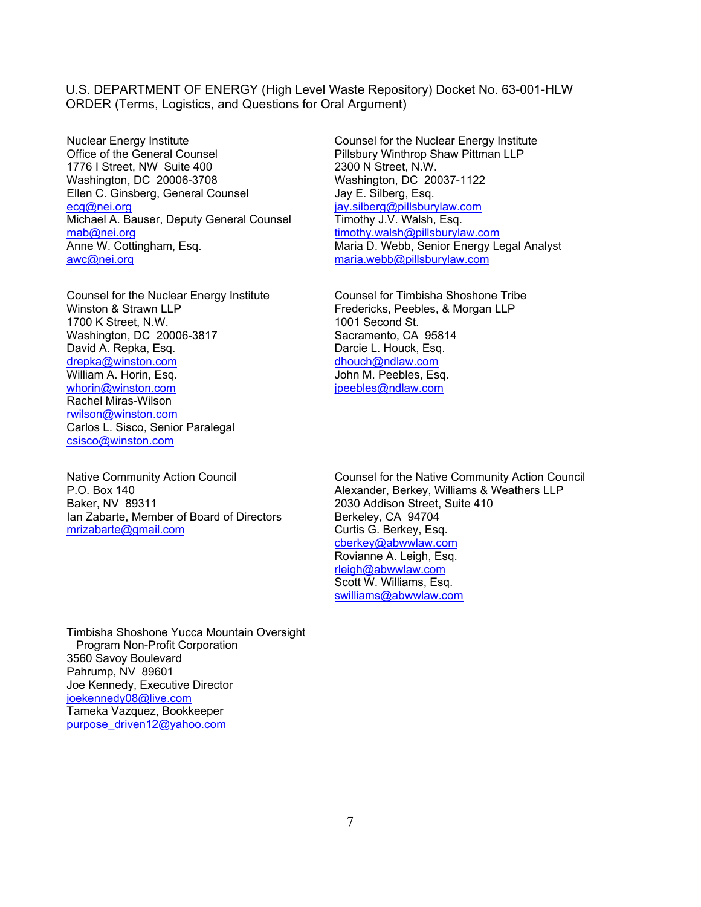U.S. DEPARTMENT OF ENERGY (High Level Waste Repository) Docket No. 63-001-HLW
ORDER (Terms, Logistics, and Questions for Oral Argument)

Nuclear Energy Institute
Office of the General Counsel
1776 I Street, NW Suite 400
Washington, DC 20006-3708
Ellen C. Ginsberg, General Counsel
ecg@nei.org
Michael A. Bauser, Deputy General Counsel
mab@nei.org
Anne W. Cottingham, Esq.
awc@nei.org

Counsel for the Nuclear Energy Institute
Pillsbury Winthrop Shaw Pittman LLP
2300 N Street, N.W.
Washington, DC 20037-1122
Jay E. Silberg, Esq.
jay.silberg@pillsburylaw.com
Timothy J.V. Walsh, Esq.
timothy.walsh@pillsburylaw.com
Maria D. Webb, Senior Energy Legal Analyst
maria.webb@pillsburylaw.com

Counsel for the Nuclear Energy Institute
Winston & Strawn LLP
1700 K Street, N.W.
Washington, DC 20006-3817
David A. Repka, Esq.
drepka@winston.com
William A. Horin, Esq.
whorin@winston.com
Rachel Miras-Wilson
rwilson@winston.com
Carlos L. Sisco, Senior Paralegal
csisco@winston.com

Counsel for Timbisha Shoshone Tribe
Fredericks, Peebles, & Morgan LLP
1001 Second St.
Sacramento, CA 95814
Darcie L. Houck, Esq.
dhouch@ndlaw.com
John M. Peebles, Esq.
jpeebles@ndlaw.com

Native Community Action Council
P.O. Box 140
Baker, NV 89311
Ian Zabarte, Member of Board of Directors
mrizabarte@gmail.com

Counsel for the Native Community Action Council
Alexander, Berkey, Williams & Weathers LLP
2030 Addison Street, Suite 410
Berkeley, CA 94704
Curtis G. Berkey, Esq.
cberkey@abwwlaw.com
Rovianne A. Leigh, Esq.
rleigh@abwwlaw.com
Scott W. Williams, Esq.
swilliams@abwwlaw.com

Timbisha Shoshone Yucca Mountain Oversight Program Non-Profit Corporation
3560 Savoy Boulevard
Pahrump, NV 89601
Joe Kennedy, Executive Director
joekennedy08@live.com
Tameka Vazquez, Bookkeeper
purpose_driven12@yahoo.com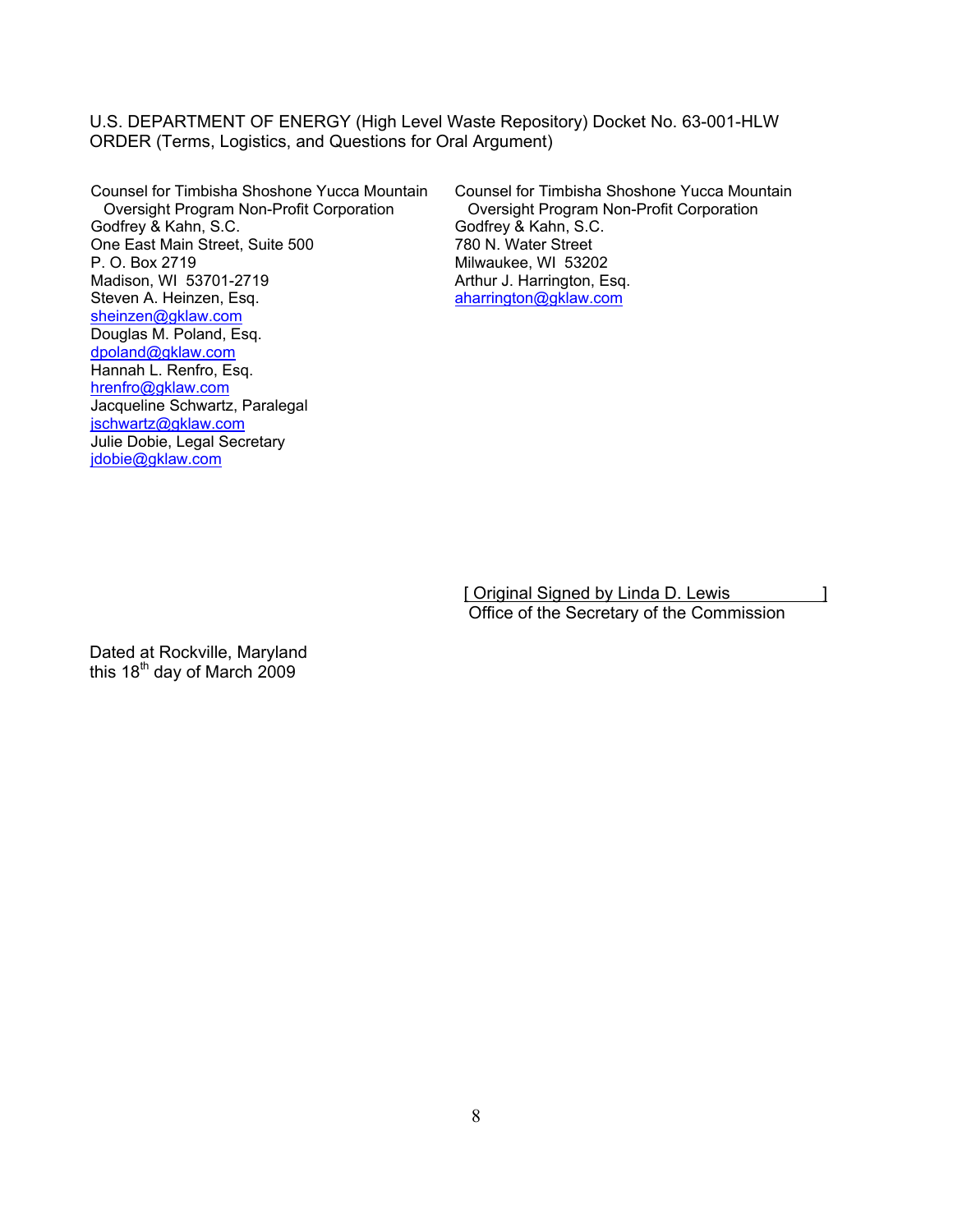U.S. DEPARTMENT OF ENERGY (High Level Waste Repository) Docket No. 63-001-HLW
ORDER (Terms, Logistics, and Questions for Oral Argument)

Counsel for Timbisha Shoshone Yucca Mountain Oversight Program Non-Profit Corporation
Godfrey & Kahn, S.C.
One East Main Street, Suite 500
P. O. Box 2719
Madison, WI 53701-2719
Steven A. Heinzen, Esq.
sheinzen@gklaw.com
Douglas M. Poland, Esq.
dpoland@gklaw.com
Hannah L. Renfro, Esq.
hrenfro@gklaw.com
Jacqueline Schwartz, Paralegal
jschwartz@gklaw.com
Julie Dobie, Legal Secretary
jdobie@gklaw.com

Counsel for Timbisha Shoshone Yucca Mountain Oversight Program Non-Profit Corporation
Godfrey & Kahn, S.C.
780 N. Water Street
Milwaukee, WI 53202
Arthur J. Harrington, Esq.
aharrington@gklaw.com

[ Original Signed by Linda D. Lewis ]
Office of the Secretary of the Commission

Dated at Rockville, Maryland
this 18th day of March 2009